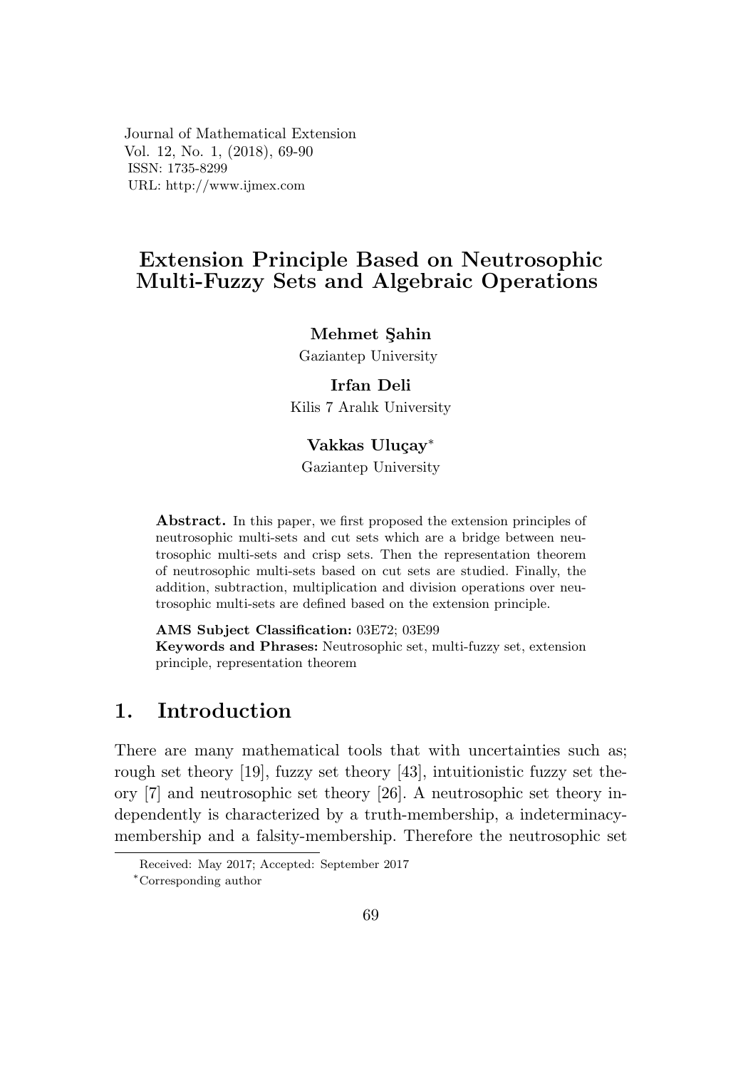Journal of Mathematical Extension
Vol. 12, No. 1, (2018), 69-90
ISSN: 1735-8299
URL: http://www.ijmex.com

# Extension Principle Based on Neutrosophic Multi-Fuzzy Sets and Algebraic Operations

**Mehmet Şahin**
Gaziantep University

**Irfan Deli**
Kilis 7 Aralık University

**Vakkas Uluçay***
Gaziantep University

**Abstract.** In this paper, we first proposed the extension principles of neutrosophic multi-sets and cut sets which are a bridge between neutrosophic multi-sets and crisp sets. Then the representation theorem of neutrosophic multi-sets based on cut sets are studied. Finally, the addition, subtraction, multiplication and division operations over neutrosophic multi-sets are defined based on the extension principle.

**AMS Subject Classification:** 03E72; 03E99
**Keywords and Phrases:** Neutrosophic set, multi-fuzzy set, extension principle, representation theorem

## 1. Introduction

There are many mathematical tools that with uncertainties such as; rough set theory [19], fuzzy set theory [43], intuitionistic fuzzy set theory [7] and neutrosophic set theory [26]. A neutrosophic set theory independently is characterized by a truth-membership, a indeterminacy-membership and a falsity-membership. Therefore the neutrosophic set

Received: May 2017; Accepted: September 2017

*Corresponding author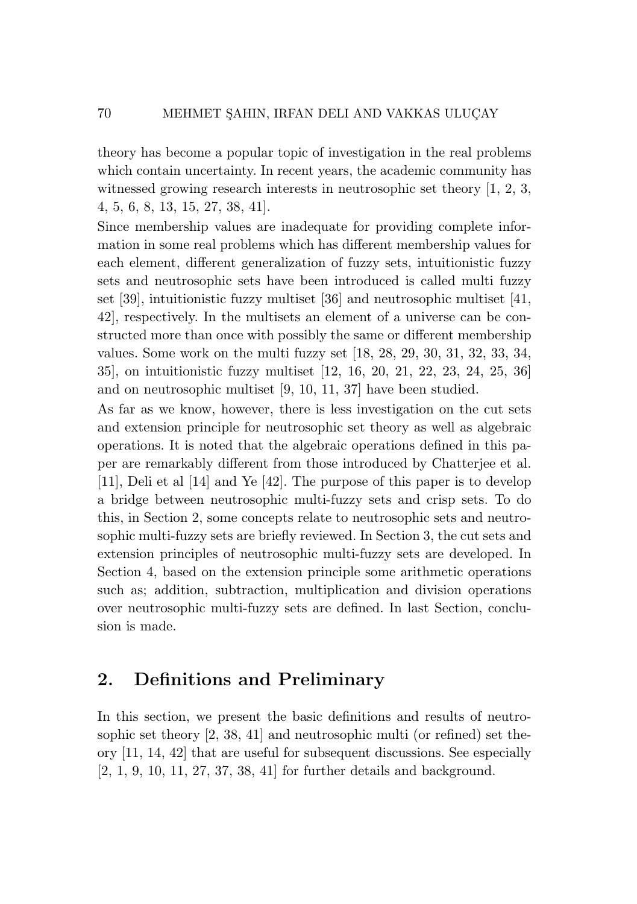theory has become a popular topic of investigation in the real problems which contain uncertainty. In recent years, the academic community has witnessed growing research interests in neutrosophic set theory [1, 2, 3, 4, 5, 6, 8, 13, 15, 27, 38, 41].

Since membership values are inadequate for providing complete information in some real problems which has different membership values for each element, different generalization of fuzzy sets, intuitionistic fuzzy sets and neutrosophic sets have been introduced is called multi fuzzy set [39], intuitionistic fuzzy multiset [36] and neutrosophic multiset [41, 42], respectively. In the multisets an element of a universe can be constructed more than once with possibly the same or different membership values. Some work on the multi fuzzy set [18, 28, 29, 30, 31, 32, 33, 34, 35], on intuitionistic fuzzy multiset [12, 16, 20, 21, 22, 23, 24, 25, 36] and on neutrosophic multiset [9, 10, 11, 37] have been studied.

As far as we know, however, there is less investigation on the cut sets and extension principle for neutrosophic set theory as well as algebraic operations. It is noted that the algebraic operations defined in this paper are remarkably different from those introduced by Chatterjee et al. [11], Deli et al [14] and Ye [42]. The purpose of this paper is to develop a bridge between neutrosophic multi-fuzzy sets and crisp sets. To do this, in Section 2, some concepts relate to neutrosophic sets and neutrosophic multi-fuzzy sets are briefly reviewed. In Section 3, the cut sets and extension principles of neutrosophic multi-fuzzy sets are developed. In Section 4, based on the extension principle some arithmetic operations such as; addition, subtraction, multiplication and division operations over neutrosophic multi-fuzzy sets are defined. In last Section, conclusion is made.

## 2. Definitions and Preliminary

In this section, we present the basic definitions and results of neutrosophic set theory [2, 38, 41] and neutrosophic multi (or refined) set theory [11, 14, 42] that are useful for subsequent discussions. See especially [2, 1, 9, 10, 11, 27, 37, 38, 41] for further details and background.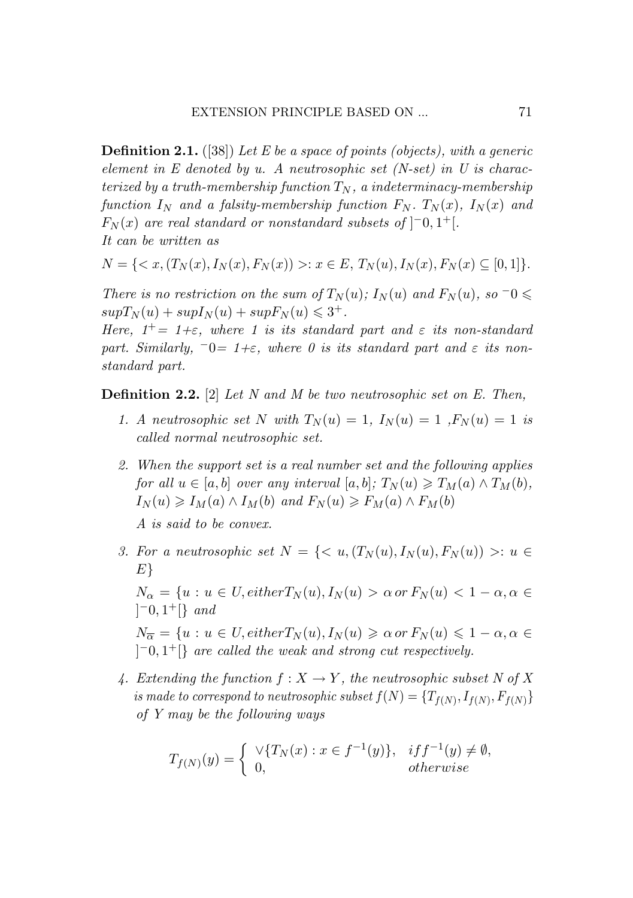**Definition 2.1.** ([38]) *Let E be a space of points (objects), with a generic element in E denoted by u. A neutrosophic set (N-set) in U is characterized by a truth-membership function $T_N$, a indeterminacy-membership function $I_N$ and a falsity-membership function $F_N$. $T_N(x)$, $I_N(x)$ and $F_N(x)$ are real standard or nonstandard subsets of $]^{-}0, 1^{+}[$.*
*It can be written as*

$$N = \{< x, (T_N(x), I_N(x), F_N(x)) >: x \in E,\, T_N(u), I_N(x), F_N(x) \subseteq [0, 1]\}.$$

*There is no restriction on the sum of $T_N(u)$; $I_N(u)$ and $F_N(u)$, so $^{-}0 \leqslant supT_N(u) + supI_N(u) + supF_N(u) \leqslant 3^{+}$.*
*Here, $1^{+}= 1{+}\varepsilon$, where 1 is its standard part and $\varepsilon$ its non-standard part. Similarly, $^{-}0 = 1{+}\varepsilon$, where 0 is its standard part and $\varepsilon$ its non-standard part.*

**Definition 2.2.** [2] *Let N and M be two neutrosophic set on E. Then,*

1. *A neutrosophic set N with $T_N(u) = 1$, $I_N(u) = 1$ ,$F_N(u) = 1$ is called normal neutrosophic set.*
2. *When the support set is a real number set and the following applies for all $u \in [a, b]$ over any interval $[a, b]$; $T_N(u) \geqslant T_M(a) \wedge T_M(b)$, $I_N(u) \geqslant I_M(a) \wedge I_M(b)$ and $F_N(u) \geqslant F_M(a) \wedge F_M(b)$*

   *A is said to be convex.*
3. *For a neutrosophic set $N = \{< u, (T_N(u), I_N(u), F_N(u)) >: u \in E\}$*

   $N_{\alpha} = \{u : u \in U, either T_N(u), I_N(u) > \alpha \, or \, F_N(u) < 1 - \alpha, \alpha \in ]^{-}0, 1^{+}[\}$ *and*

   $N_{\overline{\alpha}} = \{u : u \in U, either T_N(u), I_N(u) \geqslant \alpha \, or \, F_N(u) \leqslant 1 - \alpha, \alpha \in ]^{-}0, 1^{+}[\}$ *are called the weak and strong cut respectively.*
4. *Extending the function $f : X \to Y$, the neutrosophic subset N of X is made to correspond to neutrosophic subset $f(N) = \{T_{f(N)}, I_{f(N)}, F_{f(N)}\}$ of Y may be the following ways*

$$T_{f(N)}(y) = \begin{cases} \vee\{T_N(x) : x \in f^{-1}(y)\}, & iff^{-1}(y) \neq \emptyset, \\ 0, & otherwise \end{cases}$$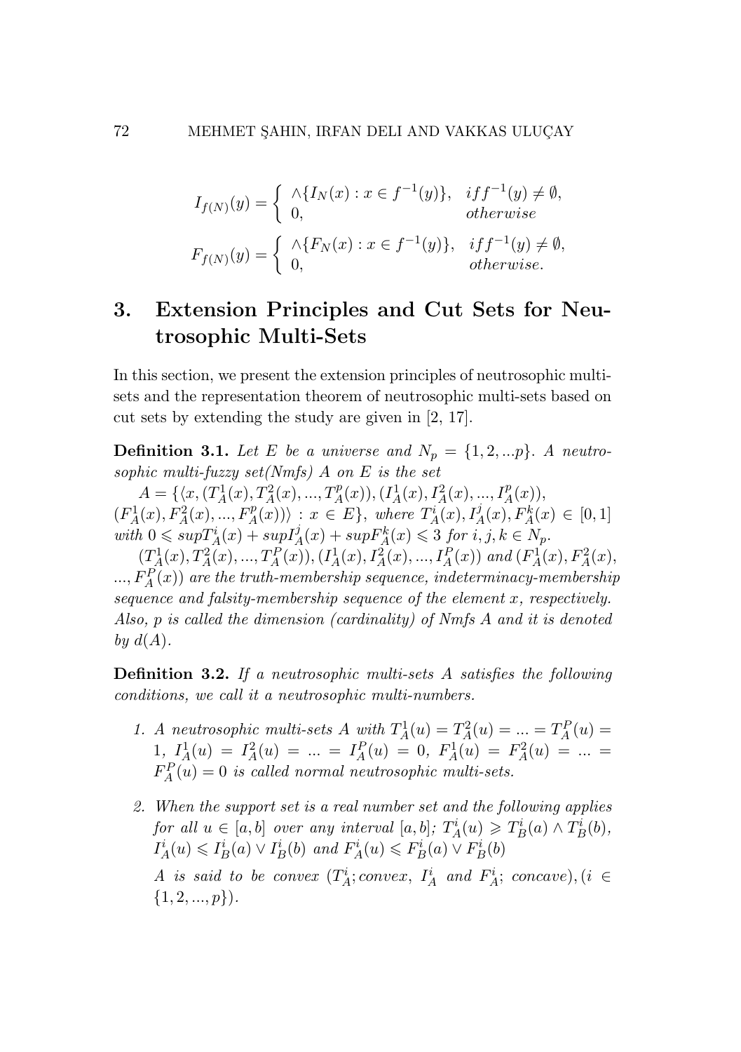$$I_{f(N)}(y) = \begin{cases} \wedge\{I_N(x) : x \in f^{-1}(y)\}, & iff^{-1}(y) \neq \emptyset, \\ 0, & otherwise \end{cases}$$

$$F_{f(N)}(y) = \begin{cases} \wedge\{F_N(x) : x \in f^{-1}(y)\}, & iff^{-1}(y) \neq \emptyset, \\ 0, & otherwise. \end{cases}$$

# 3. Extension Principles and Cut Sets for Neutrosophic Multi-Sets

In this section, we present the extension principles of neutrosophic multi-sets and the representation theorem of neutrosophic multi-sets based on cut sets by extending the study are given in [2, 17].

**Definition 3.1.** *Let $E$ be a universe and $N_p = \{1, 2, ...p\}$. A neutrosophic multi-fuzzy set(Nmfs) $A$ on $E$ is the set*

$A = \{\langle x, (T_A^1(x), T_A^2(x), ..., T_A^p(x)), (I_A^1(x), I_A^2(x), ..., I_A^p(x)),$ $(F_A^1(x), F_A^2(x), ..., F_A^p(x))\rangle : x \in E\}$, *where* $T_A^i(x), I_A^j(x), F_A^k(x) \in [0, 1]$ *with* $0 \leqslant supT_A^i(x) + supI_A^j(x) + supF_A^k(x) \leqslant 3$ *for* $i, j, k \in N_p$.

$(T_A^1(x), T_A^2(x), ..., T_A^P(x)), (I_A^1(x), I_A^2(x), ..., I_A^P(x))$ *and* $(F_A^1(x), F_A^2(x), ..., F_A^P(x))$ *are the truth-membership sequence, indeterminacy-membership sequence and falsity-membership sequence of the element $x$, respectively. Also, $p$ is called the dimension (cardinality) of Nmfs $A$ and it is denoted by $d(A)$.*

**Definition 3.2.** *If a neutrosophic multi-sets $A$ satisfies the following conditions, we call it a neutrosophic multi-numbers.*

1. *A neutrosophic multi-sets $A$ with $T_A^1(u) = T_A^2(u) = ... = T_A^P(u) = 1$, $I_A^1(u) = I_A^2(u) = ... = I_A^P(u) = 0$, $F_A^1(u) = F_A^2(u) = ... = F_A^P(u) = 0$ is called normal neutrosophic multi-sets.*
2. *When the support set is a real number set and the following applies for all $u \in [a, b]$ over any interval $[a, b]$; $T_A^i(u) \geqslant T_B^i(a) \wedge T_B^i(b)$, $I_A^i(u) \leqslant I_B^i(a) \vee I_B^i(b)$ and $F_A^i(u) \leqslant F_B^i(a) \vee F_B^i(b)$*

   *$A$ is said to be convex ($T_A^i$; convex, $I_A^i$ and $F_A^i$; concave), ($i \in \{1, 2, ..., p\}$).*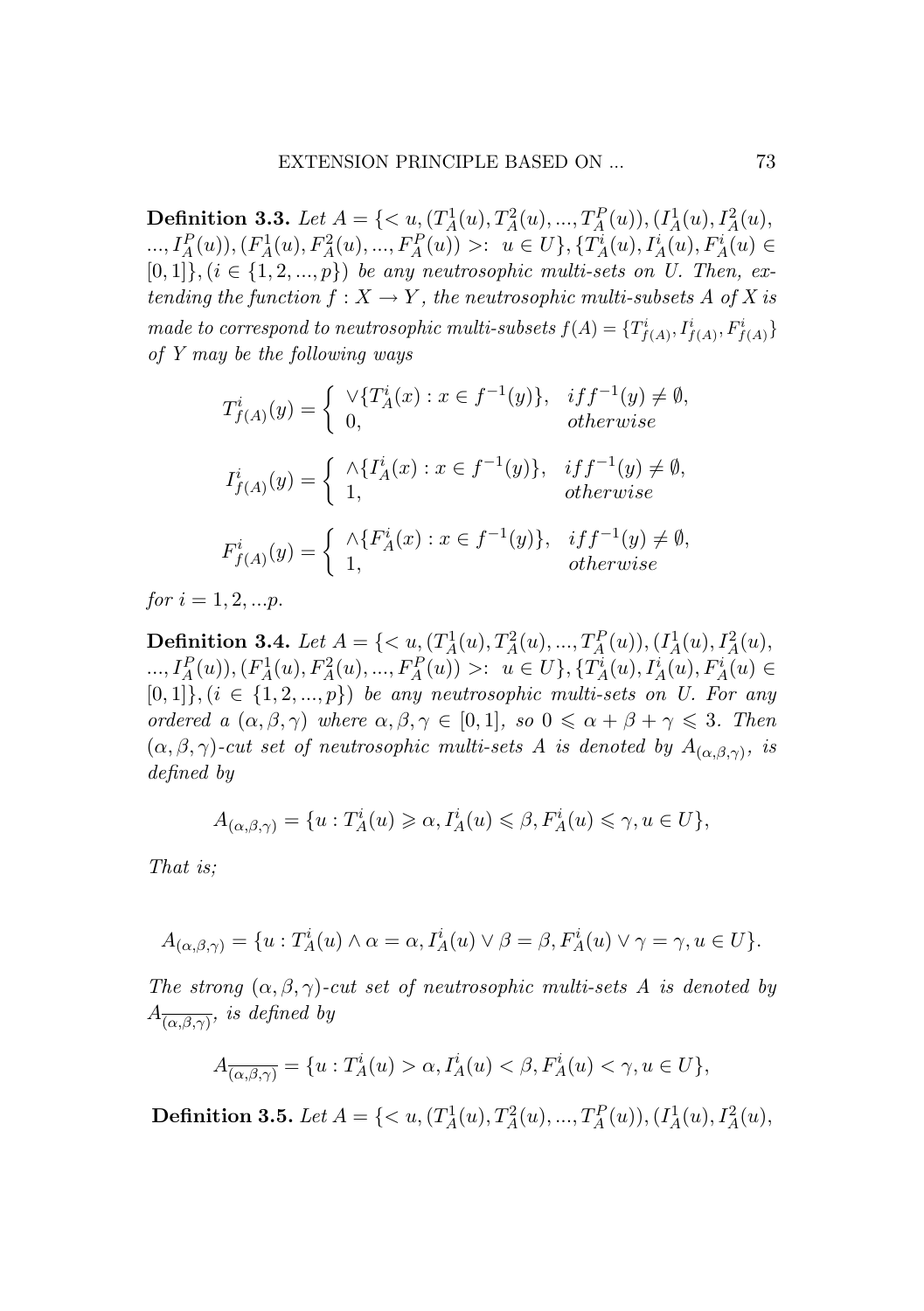**Definition 3.3.** *Let* $A = \{< u, (T^1_A(u), T^2_A(u), ..., T^P_A(u)), (I^1_A(u), I^2_A(u), ..., I^P_A(u)), (F^1_A(u), F^2_A(u), ..., F^P_A(u)) >: u \in U\}, \{T^i_A(u), I^i_A(u), F^i_A(u) \in [0,1]\}, (i \in \{1, 2, ..., p\})$ *be any neutrosophic multi-sets on U. Then, extending the function* $f : X \to Y$, *the neutrosophic multi-subsets A of X is made to correspond to neutrosophic multi-subsets* $f(A) = \{T^i_{f(A)}, I^i_{f(A)}, F^i_{f(A)}\}$ *of Y may be the following ways*

$$T^i_{f(A)}(y) = \begin{cases} \vee\{T^i_A(x) : x \in f^{-1}(y)\}, & if f^{-1}(y) \neq \emptyset, \\ 0, & otherwise \end{cases}$$

$$I^i_{f(A)}(y) = \begin{cases} \wedge\{I^i_A(x) : x \in f^{-1}(y)\}, & if f^{-1}(y) \neq \emptyset, \\ 1, & otherwise \end{cases}$$

$$F^i_{f(A)}(y) = \begin{cases} \wedge\{F^i_A(x) : x \in f^{-1}(y)\}, & if f^{-1}(y) \neq \emptyset, \\ 1, & otherwise \end{cases}$$

*for* $i = 1, 2, ...p$.

**Definition 3.4.** *Let* $A = \{< u, (T^1_A(u), T^2_A(u), ..., T^P_A(u)), (I^1_A(u), I^2_A(u), ..., I^P_A(u)), (F^1_A(u), F^2_A(u), ..., F^P_A(u)) >: u \in U\}, \{T^i_A(u), I^i_A(u), F^i_A(u) \in [0,1]\}, (i \in \{1, 2, ..., p\})$ *be any neutrosophic multi-sets on U. For any ordered a* $(\alpha, \beta, \gamma)$ *where* $\alpha, \beta, \gamma \in [0,1]$, *so* $0 \leqslant \alpha + \beta + \gamma \leqslant 3$. *Then* $(\alpha, \beta, \gamma)$*-cut set of neutrosophic multi-sets A is denoted by* $A_{(\alpha,\beta,\gamma)}$, *is defined by*

$$A_{(\alpha,\beta,\gamma)} = \{u : T^i_A(u) \geqslant \alpha, I^i_A(u) \leqslant \beta, F^i_A(u) \leqslant \gamma, u \in U\},$$

*That is;*

$$A_{(\alpha,\beta,\gamma)} = \{u : T^i_A(u) \wedge \alpha = \alpha, I^i_A(u) \vee \beta = \beta, F^i_A(u) \vee \gamma = \gamma, u \in U\}.$$

*The strong* $(\alpha, \beta, \gamma)$*-cut set of neutrosophic multi-sets A is denoted by* $A_{\overline{(\alpha,\beta,\gamma)}}$, *is defined by*

$$A_{\overline{(\alpha,\beta,\gamma)}} = \{u : T^i_A(u) > \alpha, I^i_A(u) < \beta, F^i_A(u) < \gamma, u \in U\},$$

**Definition 3.5.** *Let* $A = \{< u, (T^1_A(u), T^2_A(u), ..., T^P_A(u)), (I^1_A(u), I^2_A(u),$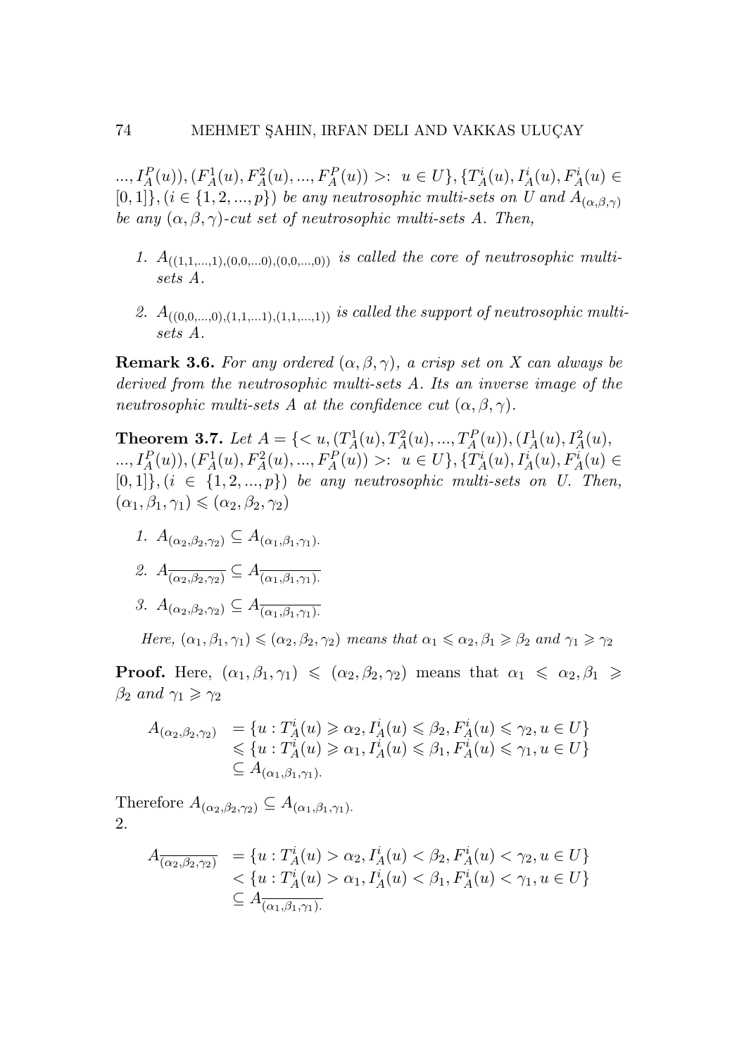$..., I_A^P(u)), (F_A^1(u), F_A^2(u), ..., F_A^P(u)) >: u \in U\}, \{T_A^i(u), I_A^i(u), F_A^i(u) \in [0,1]\}, (i \in \{1, 2, ..., p\})$ *be any neutrosophic multi-sets on U and* $A_{(\alpha,\beta,\gamma)}$ *be any* $(\alpha, \beta, \gamma)$*-cut set of neutrosophic multi-sets A. Then,*

1. $A_{((1,1,...,1),(0,0,...0),(0,0,...,0))}$ *is called the core of neutrosophic multi-sets A.*
2. $A_{((0,0,...,0),(1,1,...1),(1,1,...,1))}$ *is called the support of neutrosophic multi-sets A.*

**Remark 3.6.** *For any ordered* $(\alpha, \beta, \gamma)$*, a crisp set on X can always be derived from the neutrosophic multi-sets A. Its an inverse image of the neutrosophic multi-sets A at the confidence cut* $(\alpha, \beta, \gamma)$*.*

**Theorem 3.7.** *Let* $A = \{< u, (T_A^1(u), T_A^2(u), ..., T_A^P(u)), (I_A^1(u), I_A^2(u), ..., I_A^P(u)), (F_A^1(u), F_A^2(u), ..., F_A^P(u)) >: u \in U\}, \{T_A^i(u), I_A^i(u), F_A^i(u) \in [0,1]\}, (i \in \{1, 2, ..., p\})$ *be any neutrosophic multi-sets on U. Then,* $(\alpha_1, \beta_1, \gamma_1) \leqslant (\alpha_2, \beta_2, \gamma_2)$

1. $A_{(\alpha_2,\beta_2,\gamma_2)} \subseteq A_{(\alpha_1,\beta_1,\gamma_1).}$
2. $A_{\overline{(\alpha_2,\beta_2,\gamma_2)}} \subseteq A_{\overline{(\alpha_1,\beta_1,\gamma_1).}}$
3. $A_{(\alpha_2,\beta_2,\gamma_2)} \subseteq A_{\overline{(\alpha_1,\beta_1,\gamma_1).}}$

*Here,* $(\alpha_1, \beta_1, \gamma_1) \leqslant (\alpha_2, \beta_2, \gamma_2)$ *means that* $\alpha_1 \leqslant \alpha_2, \beta_1 \geqslant \beta_2$ *and* $\gamma_1 \geqslant \gamma_2$

**Proof.** Here, $(\alpha_1, \beta_1, \gamma_1) \leqslant (\alpha_2, \beta_2, \gamma_2)$ means that $\alpha_1 \leqslant \alpha_2, \beta_1 \geqslant \beta_2$ *and* $\gamma_1 \geqslant \gamma_2$

$$
\begin{aligned}
A_{(\alpha_2,\beta_2,\gamma_2)} &= \{u : T_A^i(u) \geqslant \alpha_2, I_A^i(u) \leqslant \beta_2, F_A^i(u) \leqslant \gamma_2, u \in U\} \\
&\leqslant \{u : T_A^i(u) \geqslant \alpha_1, I_A^i(u) \leqslant \beta_1, F_A^i(u) \leqslant \gamma_1, u \in U\} \\
&\subseteq A_{(\alpha_1,\beta_1,\gamma_1).}
\end{aligned}
$$

Therefore $A_{(\alpha_2,\beta_2,\gamma_2)} \subseteq A_{(\alpha_1,\beta_1,\gamma_1).}$

2.

$$
\begin{aligned}
A_{\overline{(\alpha_2,\beta_2,\gamma_2)}} &= \{u : T_A^i(u) > \alpha_2, I_A^i(u) < \beta_2, F_A^i(u) < \gamma_2, u \in U\} \\
&< \{u : T_A^i(u) > \alpha_1, I_A^i(u) < \beta_1, F_A^i(u) < \gamma_1, u \in U\} \\
&\subseteq A_{\overline{(\alpha_1,\beta_1,\gamma_1).}}
\end{aligned}
$$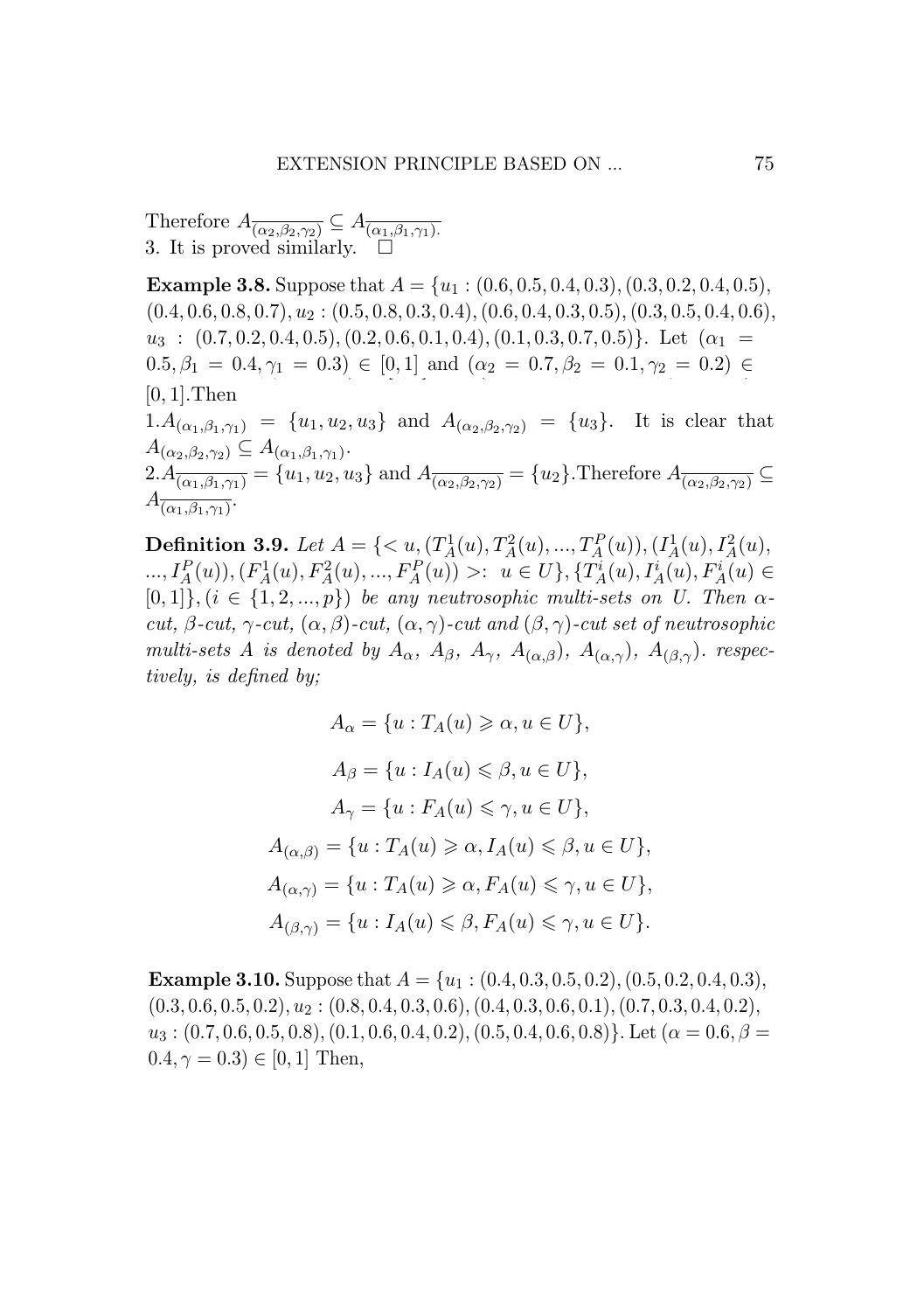Therefore $A_{\overline{(\alpha_2,\beta_2,\gamma_2)}} \subseteq A_{\overline{(\alpha_1,\beta_1,\gamma_1).}}$
3. It is proved similarly. $\square$

**Example 3.8.** Suppose that $A = \{u_1 : (0.6, 0.5, 0.4, 0.3), (0.3, 0.2, 0.4, 0.5), (0.4, 0.6, 0.8, 0.7), u_2 : (0.5, 0.8, 0.3, 0.4), (0.6, 0.4, 0.3, 0.5), (0.3, 0.5, 0.4, 0.6), u_3 : (0.7, 0.2, 0.4, 0.5), (0.2, 0.6, 0.1, 0.4), (0.1, 0.3, 0.7, 0.5)\}$. Let $(\alpha_1 = 0.5, \beta_1 = 0.4, \gamma_1 = 0.3) \in [0, 1]$ and $(\alpha_2 = 0.7, \beta_2 = 0.1, \gamma_2 = 0.2) \in [0, 1]$.Then

1.$A_{(\alpha_1,\beta_1,\gamma_1)} = \{u_1, u_2, u_3\}$ and $A_{(\alpha_2,\beta_2,\gamma_2)} = \{u_3\}$. It is clear that $A_{(\alpha_2,\beta_2,\gamma_2)} \subseteq A_{(\alpha_1,\beta_1,\gamma_1)}$.
2.$A_{\overline{(\alpha_1,\beta_1,\gamma_1)}} = \{u_1, u_2, u_3\}$ and $A_{\overline{(\alpha_2,\beta_2,\gamma_2)}} = \{u_2\}$.Therefore $A_{\overline{(\alpha_2,\beta_2,\gamma_2)}} \subseteq A_{\overline{(\alpha_1,\beta_1,\gamma_1)}}$.

**Definition 3.9.** *Let* $A = \{< u, (T_A^1(u), T_A^2(u), ..., T_A^P(u)), (I_A^1(u), I_A^2(u), ..., I_A^P(u)), (F_A^1(u), F_A^2(u), ..., F_A^P(u)) >: u \in U\}, \{T_A^i(u), I_A^i(u), F_A^i(u) \in [0, 1]\}, (i \in \{1, 2, ..., p\})$ *be any neutrosophic multi-sets on U. Then* $\alpha$*-cut,* $\beta$*-cut,* $\gamma$*-cut,* $(\alpha, \beta)$*-cut,* $(\alpha, \gamma)$*-cut and* $(\beta, \gamma)$*-cut set of neutrosophic multi-sets A is denoted by* $A_\alpha$*,* $A_\beta$*,* $A_\gamma$*,* $A_{(\alpha,\beta)}$*,* $A_{(\alpha,\gamma)}$*,* $A_{(\beta,\gamma)}$*. respectively, is defined by;*

$$A_\alpha = \{u : T_A(u) \geqslant \alpha, u \in U\},$$

$$A_\beta = \{u : I_A(u) \leqslant \beta, u \in U\},$$

$$A_\gamma = \{u : F_A(u) \leqslant \gamma, u \in U\},$$

$$A_{(\alpha,\beta)} = \{u : T_A(u) \geqslant \alpha, I_A(u) \leqslant \beta, u \in U\},$$

$$A_{(\alpha,\gamma)} = \{u : T_A(u) \geqslant \alpha, F_A(u) \leqslant \gamma, u \in U\},$$

$$A_{(\beta,\gamma)} = \{u : I_A(u) \leqslant \beta, F_A(u) \leqslant \gamma, u \in U\}.$$

**Example 3.10.** Suppose that $A = \{u_1 : (0.4, 0.3, 0.5, 0.2), (0.5, 0.2, 0.4, 0.3), (0.3, 0.6, 0.5, 0.2), u_2 : (0.8, 0.4, 0.3, 0.6), (0.4, 0.3, 0.6, 0.1), (0.7, 0.3, 0.4, 0.2), u_3 : (0.7, 0.6, 0.5, 0.8), (0.1, 0.6, 0.4, 0.2), (0.5, 0.4, 0.6, 0.8)\}$. Let $(\alpha = 0.6, \beta = 0.4, \gamma = 0.3) \in [0, 1]$ Then,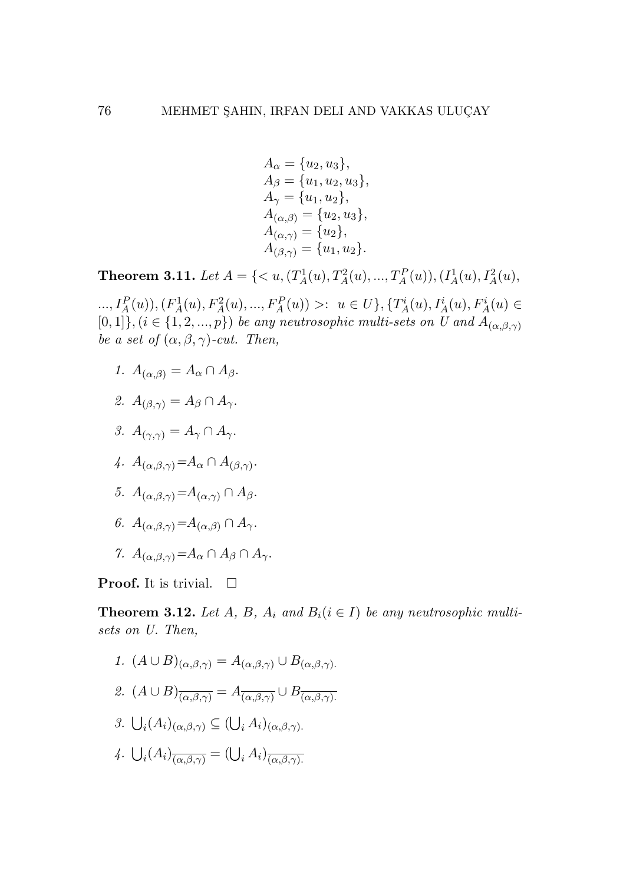$$
\begin{aligned}
A_\alpha &= \{u_2, u_3\},\\
A_\beta &= \{u_1, u_2, u_3\},\\
A_\gamma &= \{u_1, u_2\},\\
A_{(\alpha,\beta)} &= \{u_2, u_3\},\\
A_{(\alpha,\gamma)} &= \{u_2\},\\
A_{(\beta,\gamma)} &= \{u_1, u_2\}.
\end{aligned}
$$

**Theorem 3.11.** *Let* $A = \{< u, (T_A^1(u), T_A^2(u), ..., T_A^P(u)), (I_A^1(u), I_A^2(u), ..., I_A^P(u)), (F_A^1(u), F_A^2(u), ..., F_A^P(u)) >: u \in U\}, \{T_A^i(u), I_A^i(u), F_A^i(u) \in [0,1]\}, (i \in \{1, 2, ..., p\})$ *be any neutrosophic multi-sets on U and* $A_{(\alpha,\beta,\gamma)}$ *be a set of* $(\alpha, \beta, \gamma)$*-cut. Then,*

1. $A_{(\alpha,\beta)} = A_\alpha \cap A_\beta$.
2. $A_{(\beta,\gamma)} = A_\beta \cap A_\gamma$.
3. $A_{(\gamma,\gamma)} = A_\gamma \cap A_\gamma$.
4. $A_{(\alpha,\beta,\gamma)} = A_\alpha \cap A_{(\beta,\gamma)}$.
5. $A_{(\alpha,\beta,\gamma)} = A_{(\alpha,\gamma)} \cap A_\beta$.
6. $A_{(\alpha,\beta,\gamma)} = A_{(\alpha,\beta)} \cap A_\gamma$.
7. $A_{(\alpha,\beta,\gamma)} = A_\alpha \cap A_\beta \cap A_\gamma$.

**Proof.** It is trivial. □

**Theorem 3.12.** *Let A, B,* $A_i$ *and* $B_i (i \in I)$ *be any neutrosophic multi-sets on U. Then,*

1. $(A \cup B)_{(\alpha,\beta,\gamma)} = A_{(\alpha,\beta,\gamma)} \cup B_{(\alpha,\beta,\gamma).}$
2. $(A \cup B)_{\overline{(\alpha,\beta,\gamma)}} = A_{\overline{(\alpha,\beta,\gamma)}} \cup B_{\overline{(\alpha,\beta,\gamma).}}$
3. $\bigcup_i (A_i)_{(\alpha,\beta,\gamma)} \subseteq (\bigcup_i A_i)_{(\alpha,\beta,\gamma).}$
4. $\bigcup_i (A_i)_{\overline{(\alpha,\beta,\gamma)}} = (\bigcup_i A_i)_{\overline{(\alpha,\beta,\gamma).}}$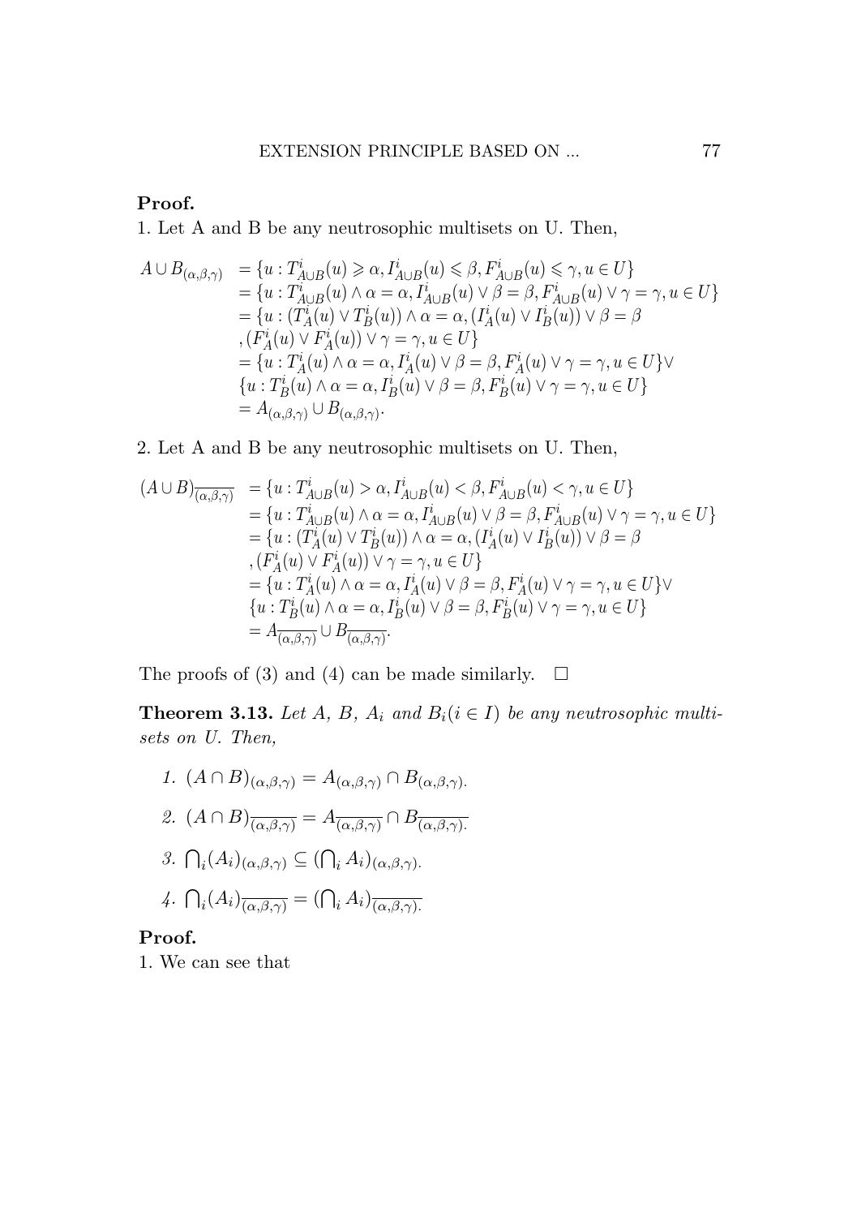**Proof.**

1. Let A and B be any neutrosophic multisets on U. Then,

$$
\begin{aligned}
A\cup B_{(\alpha,\beta,\gamma)} &= \{u : T^i_{A\cup B}(u) \geqslant \alpha, I^i_{A\cup B}(u) \leqslant \beta, F^i_{A\cup B}(u) \leqslant \gamma, u\in U\} \\
&= \{u : T^i_{A\cup B}(u)\wedge \alpha = \alpha, I^i_{A\cup B}(u)\vee \beta = \beta, F^i_{A\cup B}(u)\vee\gamma=\gamma, u\in U\} \\
&= \{u : (T^i_A(u)\vee T^i_B(u))\wedge \alpha = \alpha, (I^i_A(u)\vee I^i_B(u))\vee\beta=\beta \\
&\quad ,(F^i_A(u)\vee F^i_A(u))\vee\gamma=\gamma, u\in U\} \\
&= \{u : T^i_A(u)\wedge\alpha=\alpha, I^i_A(u)\vee\beta=\beta, F^i_A(u)\vee\gamma=\gamma, u\in U\}\vee \\
&\quad \{u : T^i_B(u)\wedge\alpha=\alpha, I^i_B(u)\vee\beta=\beta, F^i_B(u)\vee\gamma=\gamma, u\in U\} \\
&= A_{(\alpha,\beta,\gamma)}\cup B_{(\alpha,\beta,\gamma)}.
\end{aligned}
$$

2. Let A and B be any neutrosophic multisets on U. Then,

$$
\begin{aligned}
(A\cup B)_{\overline{(\alpha,\beta,\gamma)}} &= \{u : T^i_{A\cup B}(u) > \alpha, I^i_{A\cup B}(u) < \beta, F^i_{A\cup B}(u) < \gamma, u\in U\} \\
&= \{u : T^i_{A\cup B}(u)\wedge \alpha = \alpha, I^i_{A\cup B}(u)\vee \beta = \beta, F^i_{A\cup B}(u)\vee\gamma=\gamma, u\in U\} \\
&= \{u : (T^i_A(u)\vee T^i_B(u))\wedge \alpha = \alpha, (I^i_A(u)\vee I^i_B(u))\vee\beta=\beta \\
&\quad ,(F^i_A(u)\vee F^i_A(u))\vee\gamma=\gamma, u\in U\} \\
&= \{u : T^i_A(u)\wedge\alpha=\alpha, I^i_A(u)\vee\beta=\beta, F^i_A(u)\vee\gamma=\gamma, u\in U\}\vee \\
&\quad \{u : T^i_B(u)\wedge\alpha=\alpha, I^i_B(u)\vee\beta=\beta, F^i_B(u)\vee\gamma=\gamma, u\in U\} \\
&= A_{\overline{(\alpha,\beta,\gamma)}}\cup B_{\overline{(\alpha,\beta,\gamma)}}.
\end{aligned}
$$

The proofs of (3) and (4) can be made similarly. $\square$

**Theorem 3.13.** *Let A, B, $A_i$ and $B_i (i \in I)$ be any neutrosophic multisets on U. Then,*

1. $(A\cap B)_{(\alpha,\beta,\gamma)} = A_{(\alpha,\beta,\gamma)}\cap B_{(\alpha,\beta,\gamma)}.$
2. $(A\cap B)_{\overline{(\alpha,\beta,\gamma)}} = A_{\overline{(\alpha,\beta,\gamma)}}\cap B_{\overline{(\alpha,\beta,\gamma).}}$
3. $\bigcap_i (A_i)_{(\alpha,\beta,\gamma)} \subseteq (\bigcap_i A_i)_{(\alpha,\beta,\gamma).}$
4. $\bigcap_i (A_i)_{\overline{(\alpha,\beta,\gamma)}} = (\bigcap_i A_i)_{\overline{(\alpha,\beta,\gamma).}}$

**Proof.**

1. We can see that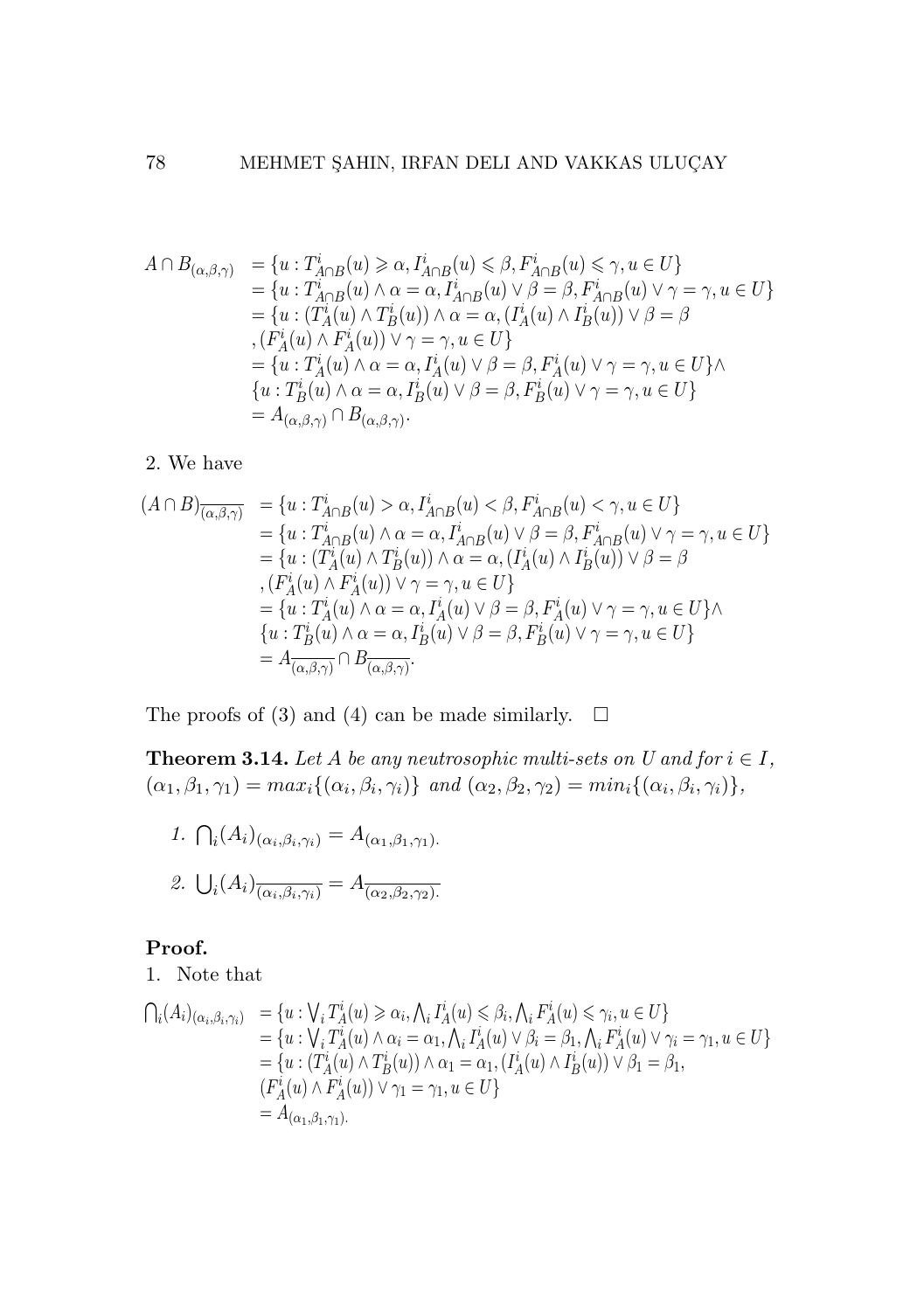$$
\begin{aligned}
A\cap B_{(\alpha,\beta,\gamma)} &= \{u : T^i_{A\cap B}(u) \geqslant \alpha, I^i_{A\cap B}(u) \leqslant \beta, F^i_{A\cap B}(u) \leqslant \gamma, u\in U\}\\
&= \{u : T^i_{A\cap B}(u)\wedge\alpha=\alpha, I^i_{A\cap B}(u)\vee\beta=\beta, F^i_{A\cap B}(u)\vee\gamma=\gamma, u\in U\}\\
&= \{u : (T^i_A(u)\wedge T^i_B(u))\wedge\alpha=\alpha, (I^i_A(u)\wedge I^i_B(u))\vee\beta=\beta\\
&\quad ,(F^i_A(u)\wedge F^i_A(u))\vee\gamma=\gamma, u\in U\}\\
&= \{u : T^i_A(u)\wedge\alpha=\alpha, I^i_A(u)\vee\beta=\beta, F^i_A(u)\vee\gamma=\gamma, u\in U\}\wedge\\
&\quad \{u : T^i_B(u)\wedge\alpha=\alpha, I^i_B(u)\vee\beta=\beta, F^i_B(u)\vee\gamma=\gamma, u\in U\}\\
&= A_{(\alpha,\beta,\gamma)}\cap B_{(\alpha,\beta,\gamma)}.
\end{aligned}
$$

2. We have

$$
\begin{aligned}
(A\cap B)_{\overline{(\alpha,\beta,\gamma)}} &= \{u : T^i_{A\cap B}(u) > \alpha, I^i_{A\cap B}(u) < \beta, F^i_{A\cap B}(u) < \gamma, u\in U\}\\
&= \{u : T^i_{A\cap B}(u)\wedge\alpha=\alpha, I^i_{A\cap B}(u)\vee\beta=\beta, F^i_{A\cap B}(u)\vee\gamma=\gamma, u\in U\}\\
&= \{u : (T^i_A(u)\wedge T^i_B(u))\wedge\alpha=\alpha, (I^i_A(u)\wedge I^i_B(u))\vee\beta=\beta\\
&\quad ,(F^i_A(u)\wedge F^i_A(u))\vee\gamma=\gamma, u\in U\}\\
&= \{u : T^i_A(u)\wedge\alpha=\alpha, I^i_A(u)\vee\beta=\beta, F^i_A(u)\vee\gamma=\gamma, u\in U\}\wedge\\
&\quad \{u : T^i_B(u)\wedge\alpha=\alpha, I^i_B(u)\vee\beta=\beta, F^i_B(u)\vee\gamma=\gamma, u\in U\}\\
&= A_{\overline{(\alpha,\beta,\gamma)}}\cap B_{\overline{(\alpha,\beta,\gamma)}}.
\end{aligned}
$$

The proofs of (3) and (4) can be made similarly. $\square$

**Theorem 3.14.** *Let $A$ be any neutrosophic multi-sets on $U$ and for $i\in I$, $(\alpha_1,\beta_1,\gamma_1)=max_i\{(\alpha_i,\beta_i,\gamma_i)\}$ and $(\alpha_2,\beta_2,\gamma_2)=min_i\{(\alpha_i,\beta_i,\gamma_i)\}$,*

1. $\bigcap_i (A_i)_{(\alpha_i,\beta_i,\gamma_i)} = A_{(\alpha_1,\beta_1,\gamma_1).}$
2. $\bigcup_i (A_i)_{\overline{(\alpha_i,\beta_i,\gamma_i)}} = A_{\overline{(\alpha_2,\beta_2,\gamma_2).}}$

**Proof.**

1. Note that

$$
\begin{aligned}
\textstyle\bigcap_i (A_i)_{(\alpha_i,\beta_i,\gamma_i)} &= \{u : \textstyle\bigvee_i T^i_A(u) \geqslant \alpha_i, \bigwedge_i I^i_A(u)\leqslant\beta_i, \bigwedge_i F^i_A(u)\leqslant\gamma_i, u\in U\}\\
&= \{u : \textstyle\bigvee_i T^i_A(u)\wedge\alpha_i=\alpha_1, \bigwedge_i I^i_A(u)\vee\beta_i=\beta_1, \bigwedge_i F^i_A(u)\vee\gamma_i=\gamma_1, u\in U\}\\
&= \{u : (T^i_A(u)\wedge T^i_B(u))\wedge\alpha_1=\alpha_1, (I^i_A(u)\wedge I^i_B(u))\vee\beta_1=\beta_1,\\
&\quad (F^i_A(u)\wedge F^i_A(u))\vee\gamma_1=\gamma_1, u\in U\}\\
&= A_{(\alpha_1,\beta_1,\gamma_1).}
\end{aligned}
$$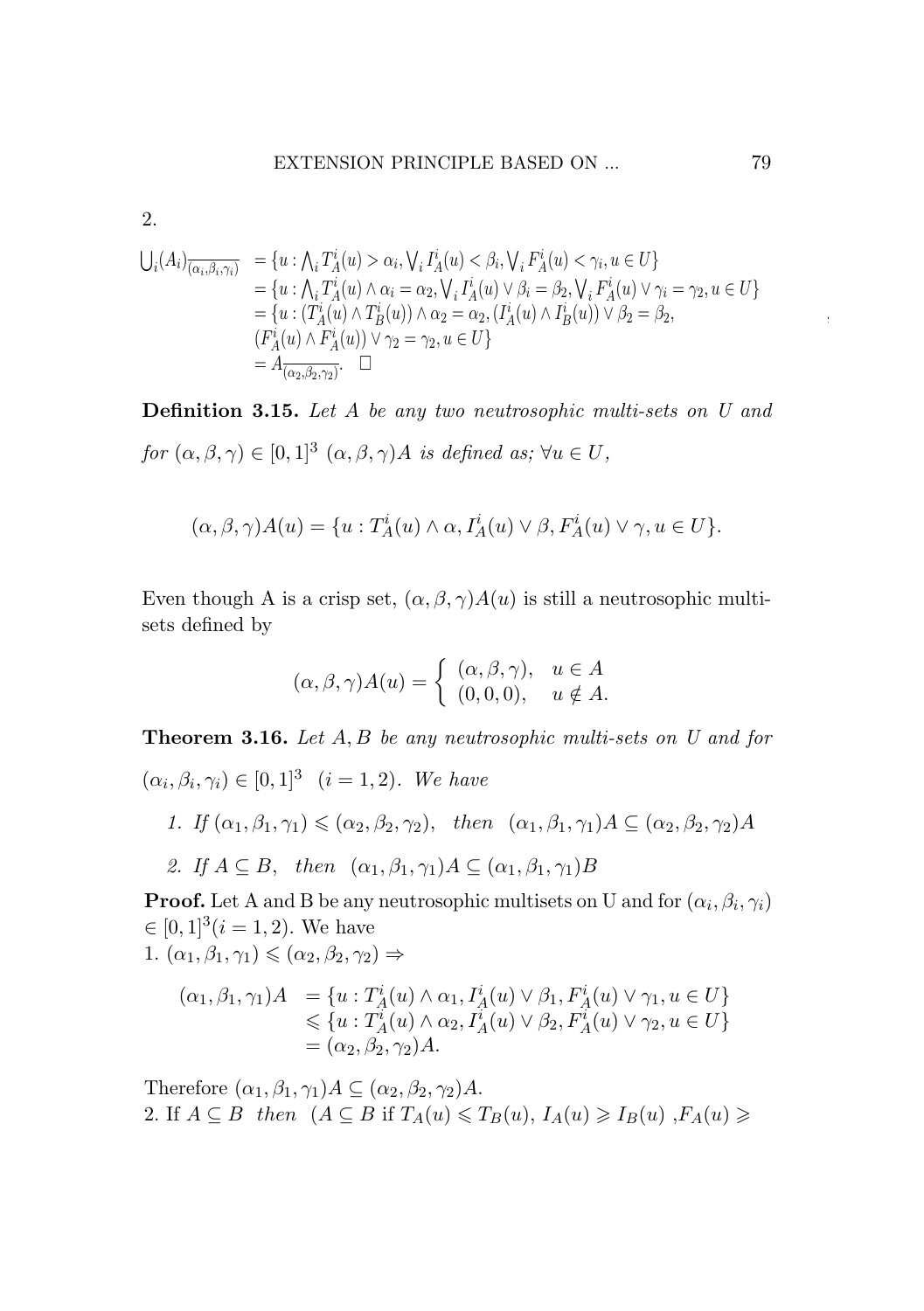2.

$$
\begin{aligned}
\bigcup_i (A_i)_{\overline{(\alpha_i,\beta_i,\gamma_i)}} &= \{u : \bigwedge_i T_A^i(u) > \alpha_i, \bigvee_i I_A^i(u) < \beta_i, \bigvee_i F_A^i(u) < \gamma_i, u \in U\} \\
&= \{u : \bigwedge_i T_A^i(u) \wedge \alpha_i = \alpha_2, \bigvee_i I_A^i(u) \vee \beta_i = \beta_2, \bigvee_i F_A^i(u) \vee \gamma_i = \gamma_2, u \in U\} \\
&= \{u : (T_A^i(u) \wedge T_B^i(u)) \wedge \alpha_2 = \alpha_2, (I_A^i(u) \wedge I_B^i(u)) \vee \beta_2 = \beta_2, \\
&\quad (F_A^i(u) \wedge F_A^i(u)) \vee \gamma_2 = \gamma_2, u \in U\} \\
&= A_{\overline{(\alpha_2,\beta_2,\gamma_2)}}. \quad \square
\end{aligned}
$$

**Definition 3.15.** *Let $A$ be any two neutrosophic multi-sets on $U$ and for $(\alpha, \beta, \gamma) \in [0,1]^3$ $(\alpha, \beta, \gamma)A$ is defined as; $\forall u \in U$,*

$$
(\alpha, \beta, \gamma)A(u) = \{u : T_A^i(u) \wedge \alpha, I_A^i(u) \vee \beta, F_A^i(u) \vee \gamma, u \in U\}.
$$

Even though A is a crisp set, $(\alpha, \beta, \gamma)A(u)$ is still a neutrosophic multi-sets defined by

$$
(\alpha, \beta, \gamma)A(u) = \begin{cases} (\alpha, \beta, \gamma), & u \in A \\ (0, 0, 0), & u \notin A. \end{cases}
$$

**Theorem 3.16.** *Let $A, B$ be any neutrosophic multi-sets on $U$ and for $(\alpha_i, \beta_i, \gamma_i) \in [0,1]^3$ $(i = 1, 2)$. We have*

1. *If $(\alpha_1, \beta_1, \gamma_1) \leqslant (\alpha_2, \beta_2, \gamma_2)$, then $(\alpha_1, \beta_1, \gamma_1)A \subseteq (\alpha_2, \beta_2, \gamma_2)A$*
2. *If $A \subseteq B$, then $(\alpha_1, \beta_1, \gamma_1)A \subseteq (\alpha_1, \beta_1, \gamma_1)B$*

**Proof.** Let A and B be any neutrosophic multisets on U and for $(\alpha_i, \beta_i, \gamma_i) \in [0,1]^3 (i = 1, 2)$. We have

1. $(\alpha_1, \beta_1, \gamma_1) \leqslant (\alpha_2, \beta_2, \gamma_2) \Rightarrow$

$$
\begin{aligned}
(\alpha_1, \beta_1, \gamma_1)A &= \{u : T_A^i(u) \wedge \alpha_1, I_A^i(u) \vee \beta_1, F_A^i(u) \vee \gamma_1, u \in U\} \\
&\leqslant \{u : T_A^i(u) \wedge \alpha_2, I_A^i(u) \vee \beta_2, F_A^i(u) \vee \gamma_2, u \in U\} \\
&= (\alpha_2, \beta_2, \gamma_2)A.
\end{aligned}
$$

Therefore $(\alpha_1, \beta_1, \gamma_1)A \subseteq (\alpha_2, \beta_2, \gamma_2)A$.

2. If $A \subseteq B$ *then* ($A \subseteq B$ if $T_A(u) \leqslant T_B(u)$, $I_A(u) \geqslant I_B(u)$ ,$F_A(u) \geqslant$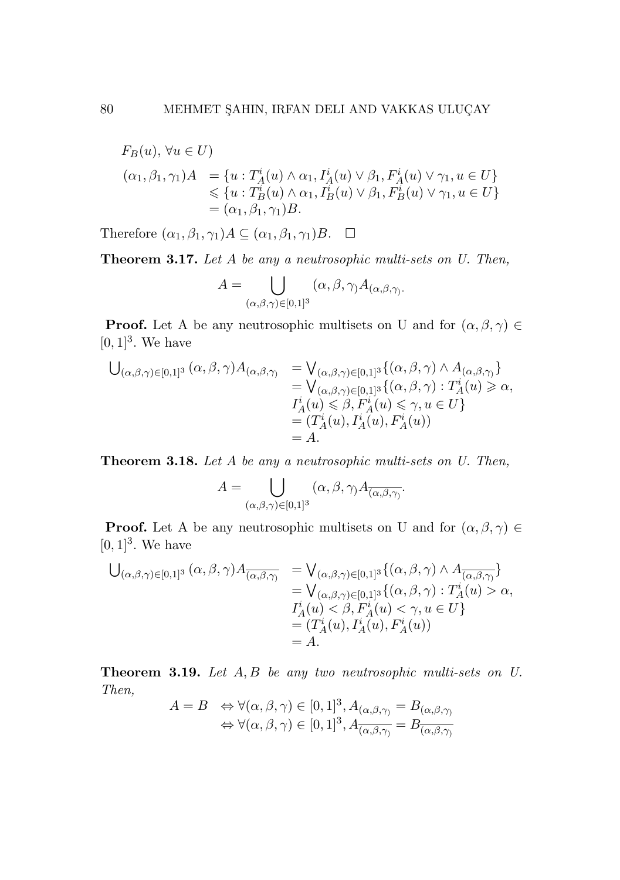$F_B(u)$, $\forall u \in U$)

$$
\begin{aligned}
(\alpha_1, \beta_1, \gamma_1)A &= \{u : T_A^i(u) \wedge \alpha_1, I_A^i(u) \vee \beta_1, F_A^i(u) \vee \gamma_1, u \in U\} \\
&\leqslant \{u : T_B^i(u) \wedge \alpha_1, I_B^i(u) \vee \beta_1, F_B^i(u) \vee \gamma_1, u \in U\} \\
&= (\alpha_1, \beta_1, \gamma_1)B.
\end{aligned}
$$

Therefore $(\alpha_1, \beta_1, \gamma_1)A \subseteq (\alpha_1, \beta_1, \gamma_1)B$. $\square$

**Theorem 3.17.** *Let A be any a neutrosophic multi-sets on U. Then,*

$$A = \bigcup_{(\alpha,\beta,\gamma)\in[0,1]^3} (\alpha, \beta, \gamma) A_{(\alpha,\beta,\gamma)}.$$

**Proof.** Let A be any neutrosophic multisets on U and for $(\alpha, \beta, \gamma) \in [0,1]^3$. We have

$$
\begin{aligned}
\bigcup_{(\alpha,\beta,\gamma)\in[0,1]^3} (\alpha, \beta, \gamma) A_{(\alpha,\beta,\gamma)} &= \bigvee_{(\alpha,\beta,\gamma)\in[0,1]^3} \{(\alpha, \beta, \gamma) \wedge A_{(\alpha,\beta,\gamma)}\} \\
&= \bigvee_{(\alpha,\beta,\gamma)\in[0,1]^3} \{(\alpha, \beta, \gamma) : T_A^i(u) \geqslant \alpha, \\
&\quad I_A^i(u) \leqslant \beta, F_A^i(u) \leqslant \gamma, u \in U\} \\
&= (T_A^i(u), I_A^i(u), F_A^i(u)) \\
&= A.
\end{aligned}
$$

**Theorem 3.18.** *Let A be any a neutrosophic multi-sets on U. Then,*

$$A = \bigcup_{(\alpha,\beta,\gamma)\in[0,1]^3} (\alpha, \beta, \gamma) A_{\overline{(\alpha,\beta,\gamma)}}.$$

**Proof.** Let A be any neutrosophic multisets on U and for $(\alpha, \beta, \gamma) \in [0,1]^3$. We have

$$
\begin{aligned}
\bigcup_{(\alpha,\beta,\gamma)\in[0,1]^3} (\alpha, \beta, \gamma) A_{\overline{(\alpha,\beta,\gamma)}} &= \bigvee_{(\alpha,\beta,\gamma)\in[0,1]^3} \{(\alpha, \beta, \gamma) \wedge A_{\overline{(\alpha,\beta,\gamma)}}\} \\
&= \bigvee_{(\alpha,\beta,\gamma)\in[0,1]^3} \{(\alpha, \beta, \gamma) : T_A^i(u) > \alpha, \\
&\quad I_A^i(u) < \beta, F_A^i(u) < \gamma, u \in U\} \\
&= (T_A^i(u), I_A^i(u), F_A^i(u)) \\
&= A.
\end{aligned}
$$

**Theorem 3.19.** *Let $A, B$ be any two neutrosophic multi-sets on U. Then,*

$$
\begin{aligned}
A = B &\Leftrightarrow \forall (\alpha, \beta, \gamma) \in [0,1]^3, A_{(\alpha,\beta,\gamma)} = B_{(\alpha,\beta,\gamma)} \\
&\Leftrightarrow \forall (\alpha, \beta, \gamma) \in [0,1]^3, A_{\overline{(\alpha,\beta,\gamma)}} = B_{\overline{(\alpha,\beta,\gamma)}}
\end{aligned}
$$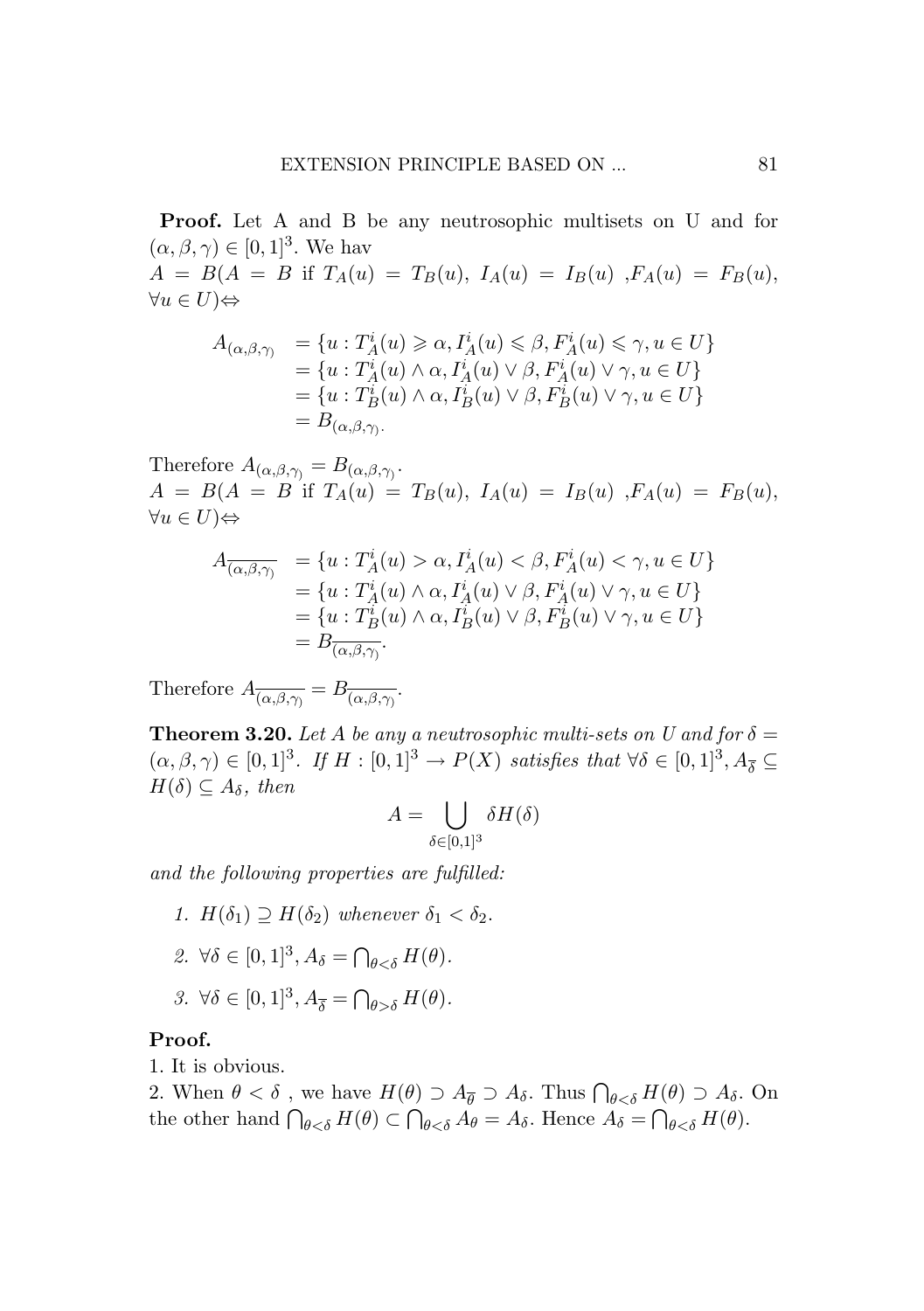**Proof.** Let A and B be any neutrosophic multisets on U and for $(\alpha, \beta, \gamma) \in [0,1]^3$. We hav
$A = B(A = B$ if $T_A(u) = T_B(u)$, $I_A(u) = I_B(u)$ ,$F_A(u) = F_B(u)$, $\forall u \in U) \Leftrightarrow$

$$
\begin{aligned}
A_{(\alpha,\beta,\gamma)} &= \{u : T_A^i(u) \geqslant \alpha, I_A^i(u) \leqslant \beta, F_A^i(u) \leqslant \gamma, u \in U\} \\
&= \{u : T_A^i(u) \wedge \alpha, I_A^i(u) \vee \beta, F_A^i(u) \vee \gamma, u \in U\} \\
&= \{u : T_B^i(u) \wedge \alpha, I_B^i(u) \vee \beta, F_B^i(u) \vee \gamma, u \in U\} \\
&= B_{(\alpha,\beta,\gamma)}.
\end{aligned}
$$

Therefore $A_{(\alpha,\beta,\gamma)} = B_{(\alpha,\beta,\gamma)}$.
$A = B(A = B$ if $T_A(u) = T_B(u)$, $I_A(u) = I_B(u)$ ,$F_A(u) = F_B(u)$, $\forall u \in U) \Leftrightarrow$

$$
\begin{aligned}
A_{\overline{(\alpha,\beta,\gamma)}} &= \{u : T_A^i(u) > \alpha, I_A^i(u) < \beta, F_A^i(u) < \gamma, u \in U\} \\
&= \{u : T_A^i(u) \wedge \alpha, I_A^i(u) \vee \beta, F_A^i(u) \vee \gamma, u \in U\} \\
&= \{u : T_B^i(u) \wedge \alpha, I_B^i(u) \vee \beta, F_B^i(u) \vee \gamma, u \in U\} \\
&= B_{\overline{(\alpha,\beta,\gamma)}}.
\end{aligned}
$$

Therefore $A_{\overline{(\alpha,\beta,\gamma)}} = B_{\overline{(\alpha,\beta,\gamma)}}$.

**Theorem 3.20.** *Let A be any a neutrosophic multi-sets on U and for* $\delta = (\alpha, \beta, \gamma) \in [0,1]^3$. *If* $H : [0,1]^3 \to P(X)$ *satisfies that* $\forall \delta \in [0,1]^3, A_{\overline{\delta}} \subseteq H(\delta) \subseteq A_\delta$, *then*

$$A = \bigcup_{\delta \in [0,1]^3} \delta H(\delta)$$

*and the following properties are fulfilled:*

1. $H(\delta_1) \supseteq H(\delta_2)$ *whenever* $\delta_1 < \delta_2$.
2. $\forall \delta \in [0,1]^3, A_\delta = \bigcap_{\theta < \delta} H(\theta)$.
3. $\forall \delta \in [0,1]^3, A_{\overline{\delta}} = \bigcap_{\theta > \delta} H(\theta)$.

**Proof.**

1. It is obvious.
2. When $\theta < \delta$ , we have $H(\theta) \supset A_{\overline{\theta}} \supset A_\delta$. Thus $\bigcap_{\theta<\delta} H(\theta) \supset A_\delta$. On the other hand $\bigcap_{\theta<\delta} H(\theta) \subset \bigcap_{\theta<\delta} A_\theta = A_\delta$. Hence $A_\delta = \bigcap_{\theta<\delta} H(\theta)$.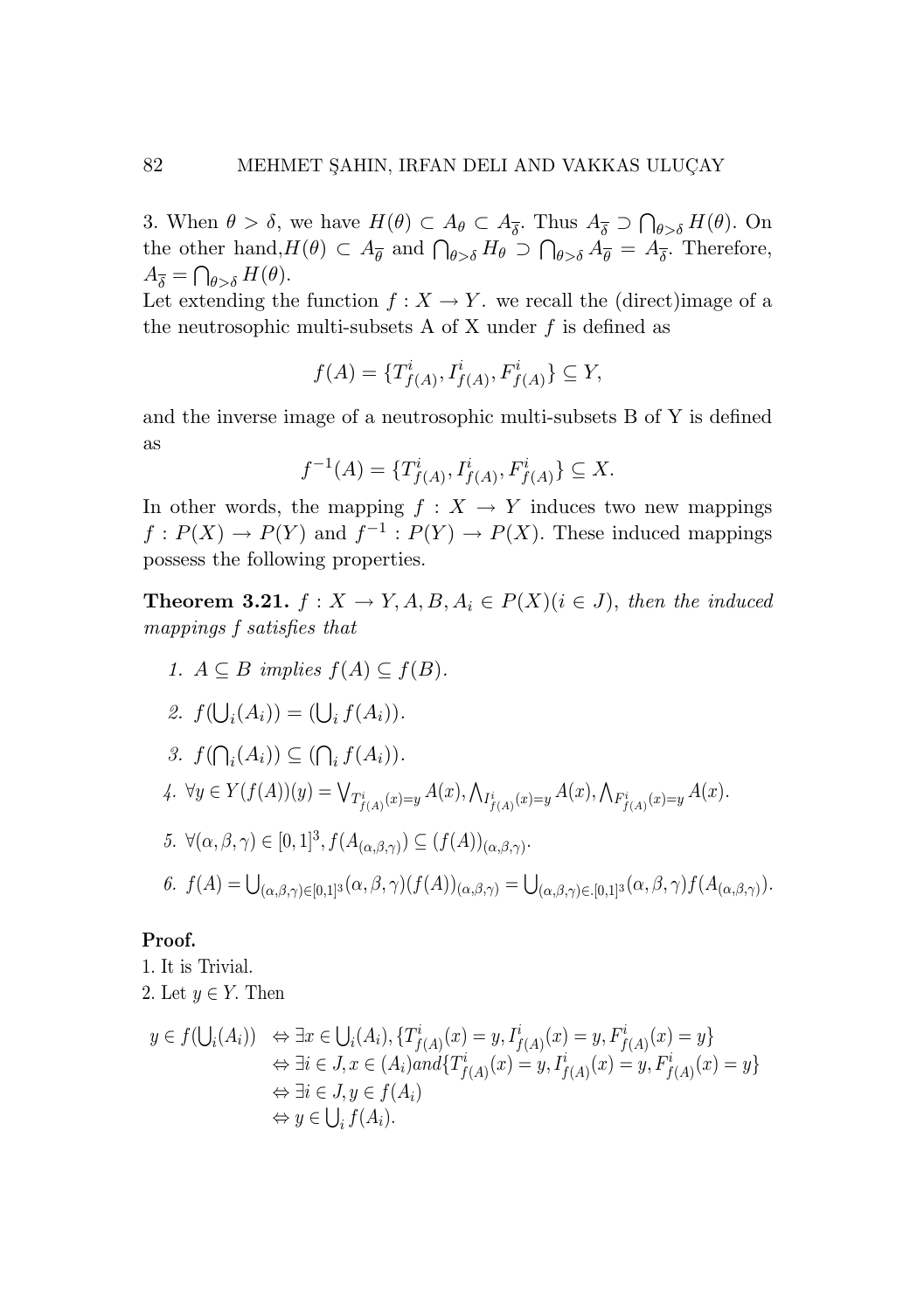3. When $\theta > \delta$, we have $H(\theta) \subset A_\theta \subset A_{\overline{\delta}}$. Thus $A_{\overline{\delta}} \supset \bigcap_{\theta>\delta} H(\theta)$. On the other hand,$H(\theta) \subset A_{\overline{\theta}}$ and $\bigcap_{\theta>\delta} H_\theta \supset \bigcap_{\theta>\delta} A_{\overline{\theta}} = A_{\overline{\delta}}$. Therefore, $A_{\overline{\delta}} = \bigcap_{\theta>\delta} H(\theta)$.

Let extending the function $f : X \to Y$. we recall the (direct)image of a the neutrosophic multi-subsets A of X under $f$ is defined as

$$f(A) = \{T^i_{f(A)}, I^i_{f(A)}, F^i_{f(A)}\} \subseteq Y,$$

and the inverse image of a neutrosophic multi-subsets B of Y is defined as

$$f^{-1}(A) = \{T^i_{f(A)}, I^i_{f(A)}, F^i_{f(A)}\} \subseteq X.$$

In other words, the mapping $f : X \to Y$ induces two new mappings $f : P(X) \to P(Y)$ and $f^{-1} : P(Y) \to P(X)$. These induced mappings possess the following properties.

**Theorem 3.21.** $f : X \to Y, A, B, A_i \in P(X)(i \in J)$, *then the induced mappings f satisfies that*

1. $A \subseteq B$ *implies* $f(A) \subseteq f(B)$.
2. $f(\bigcup_i(A_i)) = (\bigcup_i f(A_i))$.
3. $f(\bigcap_i(A_i)) \subseteq (\bigcap_i f(A_i))$.
4. $\forall y \in Y(f(A))(y) = \bigvee_{T^i_{f(A)}(x)=y} A(x), \bigwedge_{I^i_{f(A)}(x)=y} A(x), \bigwedge_{F^i_{f(A)}(x)=y} A(x)$.
5. $\forall(\alpha, \beta, \gamma) \in [0, 1]^3, f(A_{(\alpha,\beta,\gamma)}) \subseteq (f(A))_{(\alpha,\beta,\gamma)}$.
6. $f(A) = \bigcup_{(\alpha,\beta,\gamma)\in[0,1]^3}(\alpha, \beta, \gamma)(f(A))_{(\alpha,\beta,\gamma)} = \bigcup_{(\alpha,\beta,\gamma)\in.[0,1]^3}(\alpha, \beta, \gamma)f(A_{(\alpha,\beta,\gamma)})$.

**Proof.**

1. It is Trivial.
2. Let $y \in Y$. Then

$$\begin{aligned} y \in f(\textstyle\bigcup_i(A_i)) &\Leftrightarrow \exists x \in \textstyle\bigcup_i(A_i), \{T^i_{f(A)}(x) = y, I^i_{f(A)}(x) = y, F^i_{f(A)}(x) = y\} \\ &\Leftrightarrow \exists i \in J, x \in (A_i) and \{T^i_{f(A)}(x) = y, I^i_{f(A)}(x) = y, F^i_{f(A)}(x) = y\} \\ &\Leftrightarrow \exists i \in J, y \in f(A_i) \\ &\Leftrightarrow y \in \textstyle\bigcup_i f(A_i). \end{aligned}$$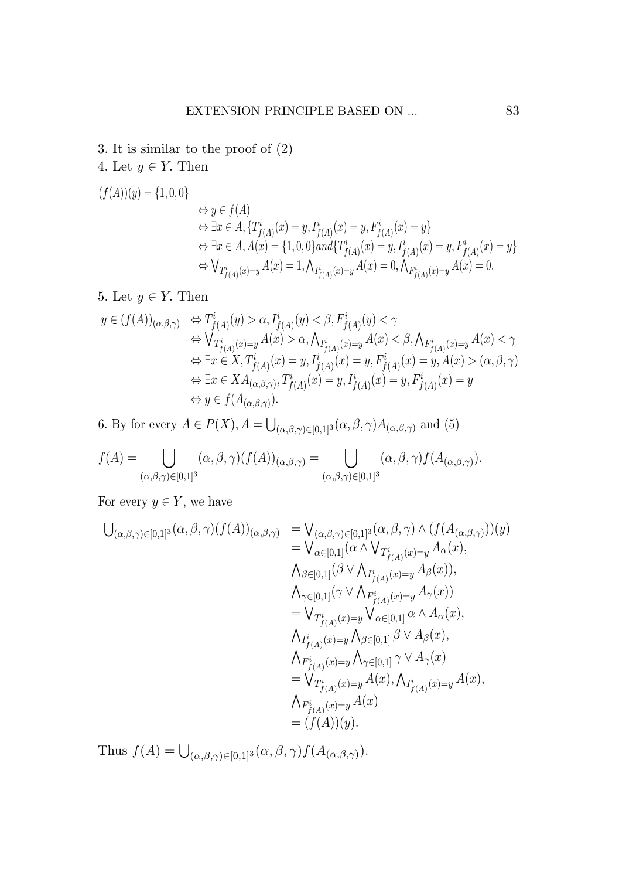3. It is similar to the proof of (2)

4. Let $y \in Y$. Then

$$
\begin{aligned}
(f(A))(y) = \{1,0,0\} & \\
&\Leftrightarrow y \in f(A) \\
&\Leftrightarrow \exists x \in A, \{T^i_{f(A)}(x) = y, I^i_{f(A)}(x) = y, F^i_{f(A)}(x) = y\} \\
&\Leftrightarrow \exists x \in A, A(x) = \{1,0,0\} and \{T^i_{f(A)}(x) = y, I^i_{f(A)}(x) = y, F^i_{f(A)}(x) = y\} \\
&\Leftrightarrow \bigvee_{T^i_{f(A)}(x)=y} A(x) = 1, \bigwedge_{I^i_{f(A)}(x)=y} A(x) = 0, \bigwedge_{F^i_{f(A)}(x)=y} A(x) = 0.
\end{aligned}
$$

5. Let $y \in Y$. Then

$$
\begin{aligned}
y \in (f(A))_{(\alpha,\beta,\gamma)} &\Leftrightarrow T^i_{f(A)}(y) > \alpha, I^i_{f(A)}(y) < \beta, F^i_{f(A)}(y) < \gamma \\
&\Leftrightarrow \bigvee_{T^i_{f(A)}(x)=y} A(x) > \alpha, \bigwedge_{I^i_{f(A)}(x)=y} A(x) < \beta, \bigwedge_{F^i_{f(A)}(x)=y} A(x) < \gamma \\
&\Leftrightarrow \exists x \in X, T^i_{f(A)}(x) = y, I^i_{f(A)}(x) = y, F^i_{f(A)}(x) = y, A(x) > (\alpha,\beta,\gamma) \\
&\Leftrightarrow \exists x \in XA_{(\alpha,\beta,\gamma)}, T^i_{f(A)}(x) = y, I^i_{f(A)}(x) = y, F^i_{f(A)}(x) = y \\
&\Leftrightarrow y \in f(A_{(\alpha,\beta,\gamma)}).
\end{aligned}
$$

6. By for every $A \in P(X), A = \bigcup_{(\alpha,\beta,\gamma)\in[0,1]^3} (\alpha,\beta,\gamma)A_{(\alpha,\beta,\gamma)}$ and (5)

$$
f(A) = \bigcup_{(\alpha,\beta,\gamma)\in[0,1]^3} (\alpha,\beta,\gamma)(f(A))_{(\alpha,\beta,\gamma)} = \bigcup_{(\alpha,\beta,\gamma)\in[0,1]^3} (\alpha,\beta,\gamma)f(A_{(\alpha,\beta,\gamma)}).
$$

For every $y \in Y$, we have

$$
\begin{aligned}
\bigcup_{(\alpha,\beta,\gamma)\in[0,1]^3} (\alpha,\beta,\gamma)(f(A))_{(\alpha,\beta,\gamma)} &= \bigvee_{(\alpha,\beta,\gamma)\in[0,1]^3} (\alpha,\beta,\gamma) \wedge (f(A_{(\alpha,\beta,\gamma)}))(y) \\
&= \bigvee_{\alpha\in[0,1]} (\alpha \wedge \bigvee_{T^i_{f(A)}(x)=y} A_\alpha(x), \\
&\quad \bigwedge_{\beta\in[0,1]} (\beta \vee \bigwedge_{I^i_{f(A)}(x)=y} A_\beta(x)), \\
&\quad \bigwedge_{\gamma\in[0,1]} (\gamma \vee \bigwedge_{F^i_{f(A)}(x)=y} A_\gamma(x)) \\
&= \bigvee_{T^i_{f(A)}(x)=y} \bigvee_{\alpha\in[0,1]} \alpha \wedge A_\alpha(x), \\
&\quad \bigwedge_{I^i_{f(A)}(x)=y} \bigwedge_{\beta\in[0,1]} \beta \vee A_\beta(x), \\
&\quad \bigwedge_{F^i_{f(A)}(x)=y} \bigwedge_{\gamma\in[0,1]} \gamma \vee A_\gamma(x) \\
&= \bigvee_{T^i_{f(A)}(x)=y} A(x), \bigwedge_{I^i_{f(A)}(x)=y} A(x), \\
&\quad \bigwedge_{F^i_{f(A)}(x)=y} A(x) \\
&= (f(A))(y).
\end{aligned}
$$

Thus $f(A) = \bigcup_{(\alpha,\beta,\gamma)\in[0,1]^3} (\alpha,\beta,\gamma)f(A_{(\alpha,\beta,\gamma)})$.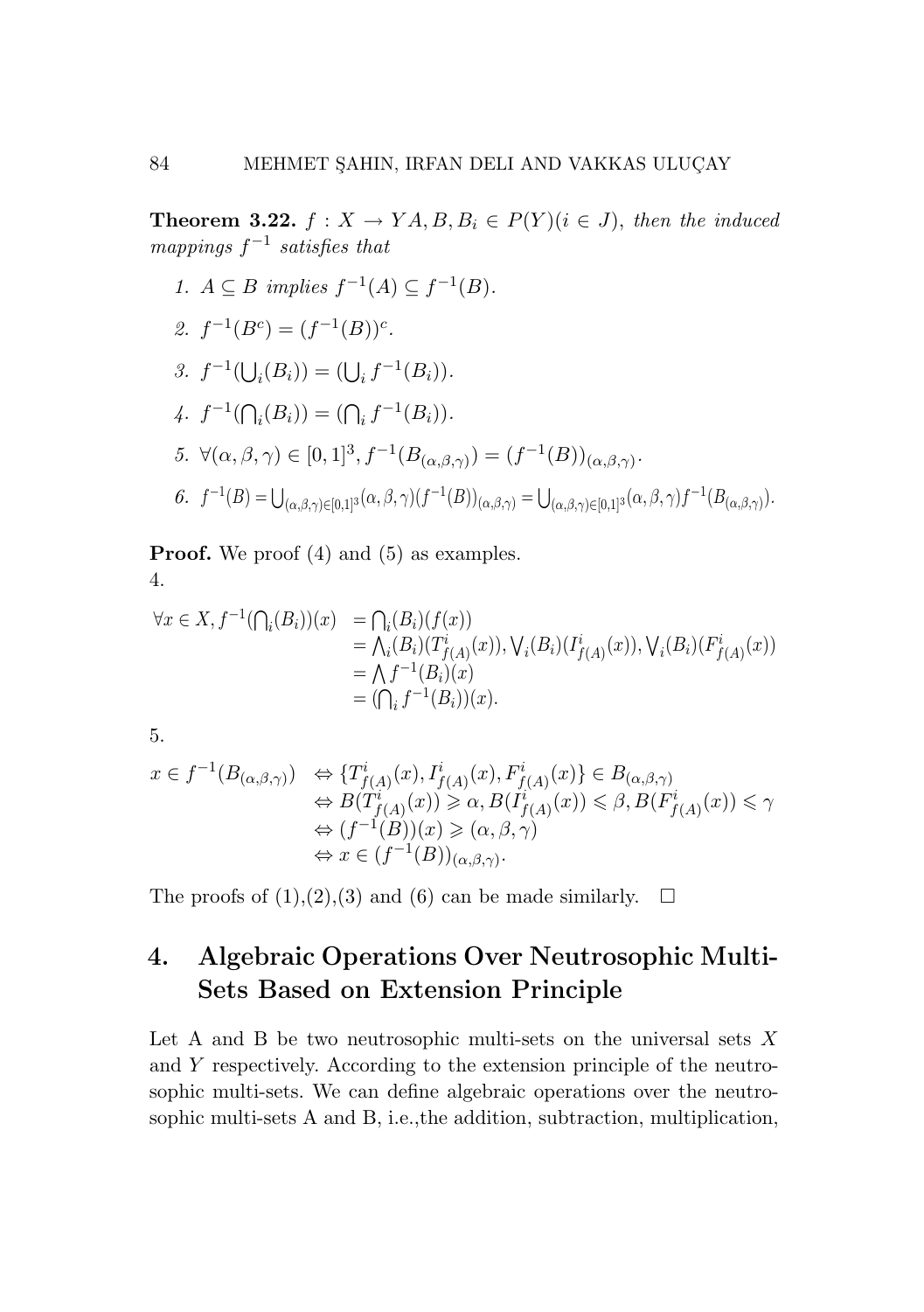**Theorem 3.22.** $f : X \to Y A, B, B_i \in P(Y)(i \in J)$, *then the induced mappings* $f^{-1}$ *satisfies that*

1. $A \subseteq B$ *implies* $f^{-1}(A) \subseteq f^{-1}(B)$.
2. $f^{-1}(B^c) = (f^{-1}(B))^c$.
3. $f^{-1}(\bigcup_i (B_i)) = (\bigcup_i f^{-1}(B_i))$.
4. $f^{-1}(\bigcap_i (B_i)) = (\bigcap_i f^{-1}(B_i))$.
5. $\forall(\alpha, \beta, \gamma) \in [0,1]^3, f^{-1}(B_{(\alpha,\beta,\gamma)}) = (f^{-1}(B))_{(\alpha,\beta,\gamma)}$.
6. $f^{-1}(B) = \bigcup_{(\alpha,\beta,\gamma)\in[0,1]^3}(\alpha, \beta, \gamma)(f^{-1}(B))_{(\alpha,\beta,\gamma)} = \bigcup_{(\alpha,\beta,\gamma)\in[0,1]^3}(\alpha, \beta, \gamma)f^{-1}(B_{(\alpha,\beta,\gamma)})$.

**Proof.** We proof (4) and (5) as examples.
4.

$$\begin{aligned}
\forall x \in X, f^{-1}(\textstyle\bigcap_i (B_i))(x) &= \textstyle\bigcap_i (B_i)(f(x)) \\
&= \textstyle\bigwedge_i (B_i)(T^i_{f(A)}(x)), \bigvee_i (B_i)(I^i_{f(A)}(x)), \bigvee_i (B_i)(F^i_{f(A)}(x)) \\
&= \textstyle\bigwedge f^{-1}(B_i)(x) \\
&= (\textstyle\bigcap_i f^{-1}(B_i))(x).
\end{aligned}$$

5.

$$\begin{aligned}
x \in f^{-1}(B_{(\alpha,\beta,\gamma)}) &\Leftrightarrow \{T^i_{f(A)}(x), I^i_{f(A)}(x), F^i_{f(A)}(x)\} \in B_{(\alpha,\beta,\gamma)} \\
&\Leftrightarrow B(T^i_{f(A)}(x)) \geqslant \alpha, B(I^i_{f(A)}(x)) \leqslant \beta, B(F^i_{f(A)}(x)) \leqslant \gamma \\
&\Leftrightarrow (f^{-1}(B))(x) \geqslant (\alpha, \beta, \gamma) \\
&\Leftrightarrow x \in (f^{-1}(B))_{(\alpha,\beta,\gamma)}.
\end{aligned}$$

The proofs of (1),(2),(3) and (6) can be made similarly. $\square$

# 4. Algebraic Operations Over Neutrosophic Multi-Sets Based on Extension Principle

Let A and B be two neutrosophic multi-sets on the universal sets $X$ and $Y$ respectively. According to the extension principle of the neutrosophic multi-sets. We can define algebraic operations over the neutrosophic multi-sets A and B, i.e.,the addition, subtraction, multiplication,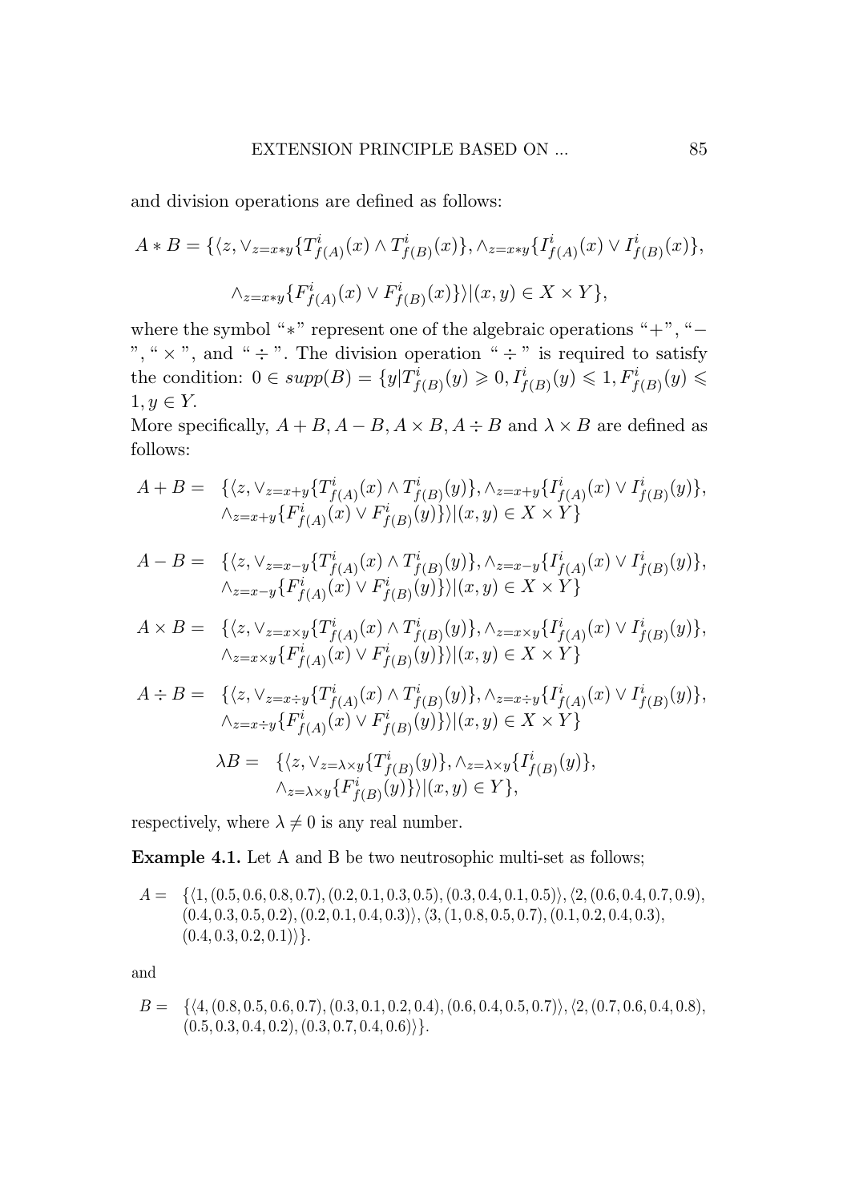and division operations are defined as follows:

$$A * B = \{\langle z, \vee_{z=x*y}\{T^i_{f(A)}(x) \wedge T^i_{f(B)}(x)\}, \wedge_{z=x*y}\{I^i_{f(A)}(x) \vee I^i_{f(B)}(x)\},$$

$$\wedge_{z=x*y}\{F^i_{f(A)}(x) \vee F^i_{f(B)}(x)\}\rangle | (x, y) \in X \times Y\},$$

where the symbol "$*$" represent one of the algebraic operations "$+$", "$-$", "$\times$", and "$\div$". The division operation "$\div$" is required to satisfy the condition: $0 \in supp(B) = \{y | T^i_{f(B)}(y) \geqslant 0, I^i_{f(B)}(y) \leqslant 1, F^i_{f(B)}(y) \leqslant 1, y \in Y$.

More specifically, $A + B, A - B, A \times B, A \div B$ and $\lambda \times B$ are defined as follows:

$$\begin{aligned} A + B = \ & \{\langle z, \vee_{z=x+y}\{T^i_{f(A)}(x) \wedge T^i_{f(B)}(y)\}, \wedge_{z=x+y}\{I^i_{f(A)}(x) \vee I^i_{f(B)}(y)\}, \\ & \wedge_{z=x+y}\{F^i_{f(A)}(x) \vee F^i_{f(B)}(y)\}\rangle | (x, y) \in X \times Y\} \end{aligned}$$

$$\begin{aligned} A - B = \ & \{\langle z, \vee_{z=x-y}\{T^i_{f(A)}(x) \wedge T^i_{f(B)}(y)\}, \wedge_{z=x-y}\{I^i_{f(A)}(x) \vee I^i_{f(B)}(y)\}, \\ & \wedge_{z=x-y}\{F^i_{f(A)}(x) \vee F^i_{f(B)}(y)\}\rangle | (x, y) \in X \times Y\} \end{aligned}$$

$$\begin{aligned} A \times B = \ & \{\langle z, \vee_{z=x\times y}\{T^i_{f(A)}(x) \wedge T^i_{f(B)}(y)\}, \wedge_{z=x\times y}\{I^i_{f(A)}(x) \vee I^i_{f(B)}(y)\}, \\ & \wedge_{z=x\times y}\{F^i_{f(A)}(x) \vee F^i_{f(B)}(y)\}\rangle | (x, y) \in X \times Y\} \end{aligned}$$

$$\begin{aligned} A \div B = \ & \{\langle z, \vee_{z=x\div y}\{T^i_{f(A)}(x) \wedge T^i_{f(B)}(y)\}, \wedge_{z=x\div y}\{I^i_{f(A)}(x) \vee I^i_{f(B)}(y)\}, \\ & \wedge_{z=x\div y}\{F^i_{f(A)}(x) \vee F^i_{f(B)}(y)\}\rangle | (x, y) \in X \times Y\} \end{aligned}$$

$$\begin{aligned} \lambda B = \ & \{\langle z, \vee_{z=\lambda\times y}\{T^i_{f(B)}(y)\}, \wedge_{z=\lambda\times y}\{I^i_{f(B)}(y)\}, \\ & \wedge_{z=\lambda\times y}\{F^i_{f(B)}(y)\}\rangle | (x, y) \in Y\}, \end{aligned}$$

respectively, where $\lambda \neq 0$ is any real number.

**Example 4.1.** Let A and B be two neutrosophic multi-set as follows;

$$\begin{aligned} A = \ & \{\langle 1, (0.5, 0.6, 0.8, 0.7), (0.2, 0.1, 0.3, 0.5), (0.3, 0.4, 0.1, 0.5)\rangle, \langle 2, (0.6, 0.4, 0.7, 0.9), \\ & (0.4, 0.3, 0.5, 0.2), (0.2, 0.1, 0.4, 0.3)\rangle, \langle 3, (1, 0.8, 0.5, 0.7), (0.1, 0.2, 0.4, 0.3), \\ & (0.4, 0.3, 0.2, 0.1)\rangle\}. \end{aligned}$$

and

$$\begin{aligned} B = \ & \{\langle 4, (0.8, 0.5, 0.6, 0.7), (0.3, 0.1, 0.2, 0.4), (0.6, 0.4, 0.5, 0.7)\rangle, \langle 2, (0.7, 0.6, 0.4, 0.8), \\ & (0.5, 0.3, 0.4, 0.2), (0.3, 0.7, 0.4, 0.6)\rangle\}. \end{aligned}$$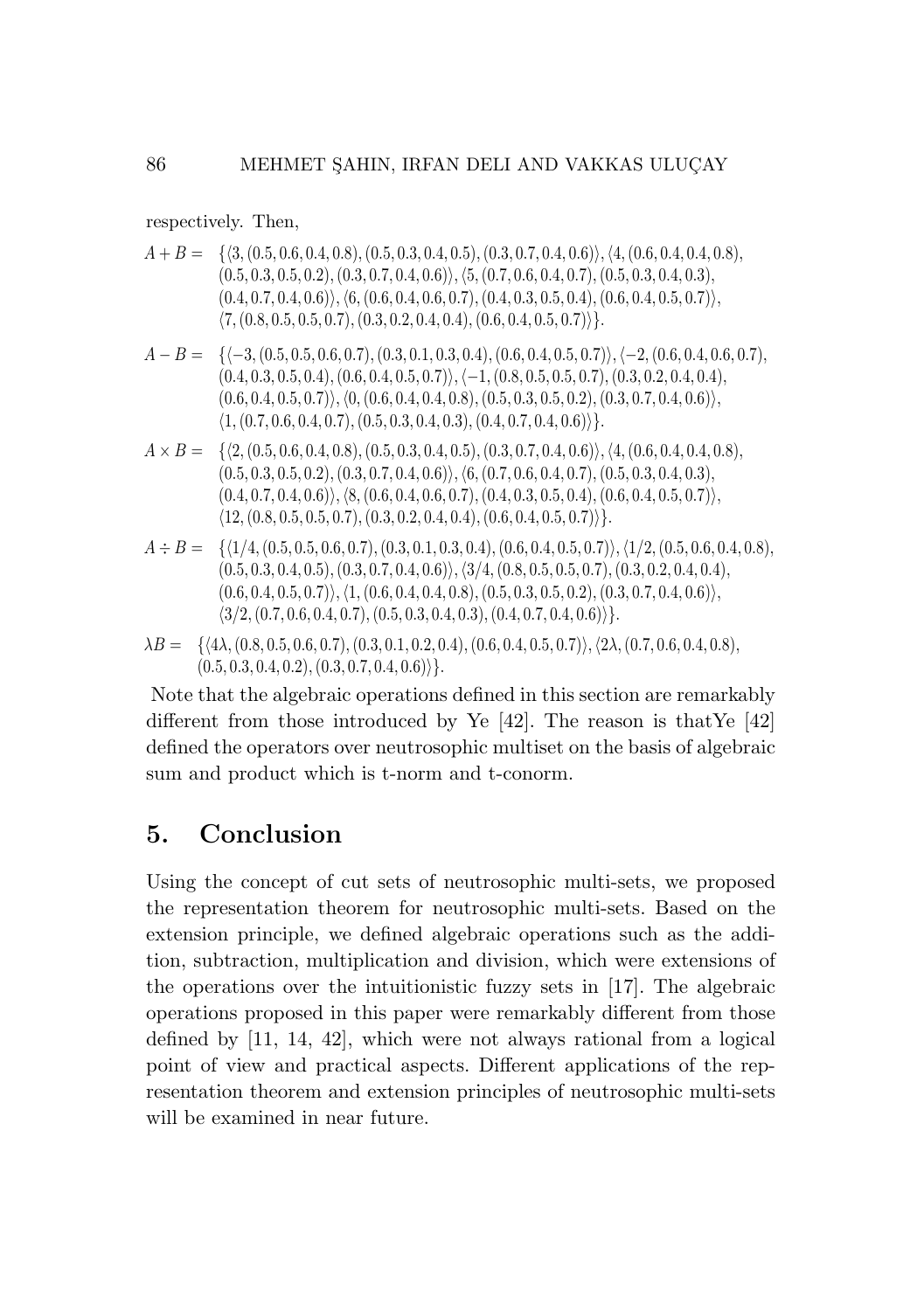respectively. Then,

$A + B = \{\langle 3, (0.5, 0.6, 0.4, 0.8), (0.5, 0.3, 0.4, 0.5), (0.3, 0.7, 0.4, 0.6)\rangle, \langle 4, (0.6, 0.4, 0.4, 0.8), (0.5, 0.3, 0.5, 0.2), (0.3, 0.7, 0.4, 0.6)\rangle, \langle 5, (0.7, 0.6, 0.4, 0.7), (0.5, 0.3, 0.4, 0.3), (0.4, 0.7, 0.4, 0.6)\rangle, \langle 6, (0.6, 0.4, 0.6, 0.7), (0.4, 0.3, 0.5, 0.4), (0.6, 0.4, 0.5, 0.7)\rangle, \langle 7, (0.8, 0.5, 0.5, 0.7), (0.3, 0.2, 0.4, 0.4), (0.6, 0.4, 0.5, 0.7)\rangle\}.$

$A - B = \{\langle -3, (0.5, 0.5, 0.6, 0.7), (0.3, 0.1, 0.3, 0.4), (0.6, 0.4, 0.5, 0.7)\rangle, \langle -2, (0.6, 0.4, 0.6, 0.7), (0.4, 0.3, 0.5, 0.4), (0.6, 0.4, 0.5, 0.7)\rangle, \langle -1, (0.8, 0.5, 0.5, 0.7), (0.3, 0.2, 0.4, 0.4), (0.6, 0.4, 0.5, 0.7)\rangle, \langle 0, (0.6, 0.4, 0.4, 0.8), (0.5, 0.3, 0.5, 0.2), (0.3, 0.7, 0.4, 0.6)\rangle, \langle 1, (0.7, 0.6, 0.4, 0.7), (0.5, 0.3, 0.4, 0.3), (0.4, 0.7, 0.4, 0.6)\rangle\}.$

$A \times B = \{\langle 2, (0.5, 0.6, 0.4, 0.8), (0.5, 0.3, 0.4, 0.5), (0.3, 0.7, 0.4, 0.6)\rangle, \langle 4, (0.6, 0.4, 0.4, 0.8), (0.5, 0.3, 0.5, 0.2), (0.3, 0.7, 0.4, 0.6)\rangle, \langle 6, (0.7, 0.6, 0.4, 0.7), (0.5, 0.3, 0.4, 0.3), (0.4, 0.7, 0.4, 0.6)\rangle, \langle 8, (0.6, 0.4, 0.6, 0.7), (0.4, 0.3, 0.5, 0.4), (0.6, 0.4, 0.5, 0.7)\rangle, \langle 12, (0.8, 0.5, 0.5, 0.7), (0.3, 0.2, 0.4, 0.4), (0.6, 0.4, 0.5, 0.7)\rangle\}.$

$A \div B = \{\langle 1/4, (0.5, 0.5, 0.6, 0.7), (0.3, 0.1, 0.3, 0.4), (0.6, 0.4, 0.5, 0.7)\rangle, \langle 1/2, (0.5, 0.6, 0.4, 0.8), (0.5, 0.3, 0.4, 0.5), (0.3, 0.7, 0.4, 0.6)\rangle, \langle 3/4, (0.8, 0.5, 0.5, 0.7), (0.3, 0.2, 0.4, 0.4), (0.6, 0.4, 0.5, 0.7)\rangle, \langle 1, (0.6, 0.4, 0.4, 0.8), (0.5, 0.3, 0.5, 0.2), (0.3, 0.7, 0.4, 0.6)\rangle, \langle 3/2, (0.7, 0.6, 0.4, 0.7), (0.5, 0.3, 0.4, 0.3), (0.4, 0.7, 0.4, 0.6)\rangle\}.$

$\lambda B = \{\langle 4\lambda, (0.8, 0.5, 0.6, 0.7), (0.3, 0.1, 0.2, 0.4), (0.6, 0.4, 0.5, 0.7)\rangle, \langle 2\lambda, (0.7, 0.6, 0.4, 0.8), (0.5, 0.3, 0.4, 0.2), (0.3, 0.7, 0.4, 0.6)\rangle\}.$

Note that the algebraic operations defined in this section are remarkably different from those introduced by Ye [42]. The reason is thatYe [42] defined the operators over neutrosophic multiset on the basis of algebraic sum and product which is t-norm and t-conorm.

## 5. Conclusion

Using the concept of cut sets of neutrosophic multi-sets, we proposed the representation theorem for neutrosophic multi-sets. Based on the extension principle, we defined algebraic operations such as the addition, subtraction, multiplication and division, which were extensions of the operations over the intuitionistic fuzzy sets in [17]. The algebraic operations proposed in this paper were remarkably different from those defined by [11, 14, 42], which were not always rational from a logical point of view and practical aspects. Different applications of the representation theorem and extension principles of neutrosophic multi-sets will be examined in near future.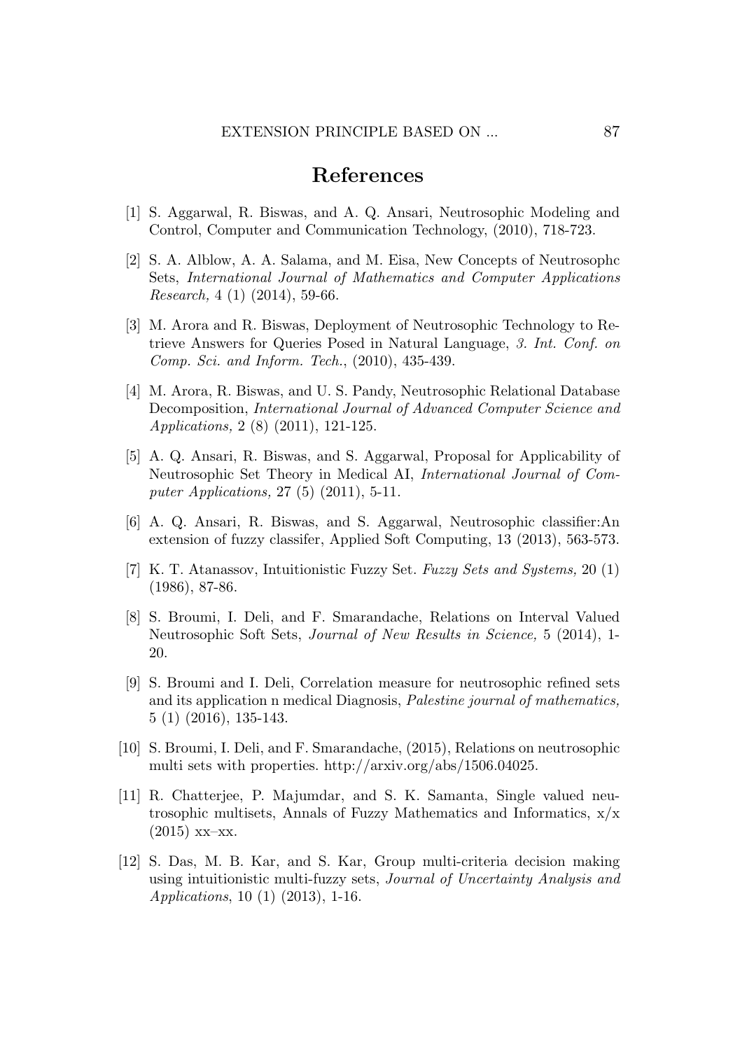# References

[1] S. Aggarwal, R. Biswas, and A. Q. Ansari, Neutrosophic Modeling and Control, Computer and Communication Technology, (2010), 718-723.

[2] S. A. Alblow, A. A. Salama, and M. Eisa, New Concepts of Neutrosophc Sets, *International Journal of Mathematics and Computer Applications Research,* 4 (1) (2014), 59-66.

[3] M. Arora and R. Biswas, Deployment of Neutrosophic Technology to Retrieve Answers for Queries Posed in Natural Language, *3. Int. Conf. on Comp. Sci. and Inform. Tech.*, (2010), 435-439.

[4] M. Arora, R. Biswas, and U. S. Pandy, Neutrosophic Relational Database Decomposition, *International Journal of Advanced Computer Science and Applications,* 2 (8) (2011), 121-125.

[5] A. Q. Ansari, R. Biswas, and S. Aggarwal, Proposal for Applicability of Neutrosophic Set Theory in Medical AI, *International Journal of Computer Applications,* 27 (5) (2011), 5-11.

[6] A. Q. Ansari, R. Biswas, and S. Aggarwal, Neutrosophic classifier:An extension of fuzzy classifer, Applied Soft Computing, 13 (2013), 563-573.

[7] K. T. Atanassov, Intuitionistic Fuzzy Set. *Fuzzy Sets and Systems,* 20 (1) (1986), 87-86.

[8] S. Broumi, I. Deli, and F. Smarandache, Relations on Interval Valued Neutrosophic Soft Sets, *Journal of New Results in Science,* 5 (2014), 1-20.

[9] S. Broumi and I. Deli, Correlation measure for neutrosophic refined sets and its application n medical Diagnosis, *Palestine journal of mathematics,* 5 (1) (2016), 135-143.

[10] S. Broumi, I. Deli, and F. Smarandache, (2015), Relations on neutrosophic multi sets with properties. http://arxiv.org/abs/1506.04025.

[11] R. Chatterjee, P. Majumdar, and S. K. Samanta, Single valued neutrosophic multisets, Annals of Fuzzy Mathematics and Informatics, x/x (2015) xx–xx.

[12] S. Das, M. B. Kar, and S. Kar, Group multi-criteria decision making using intuitionistic multi-fuzzy sets, *Journal of Uncertainty Analysis and Applications*, 10 (1) (2013), 1-16.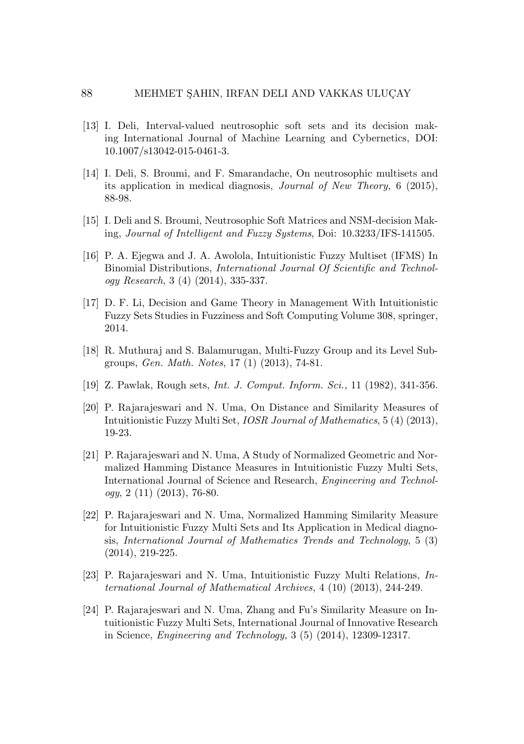[13] I. Deli, Interval-valued neutrosophic soft sets and its decision making International Journal of Machine Learning and Cybernetics, DOI: 10.1007/s13042-015-0461-3.

[14] I. Deli, S. Broumi, and F. Smarandache, On neutrosophic multisets and its application in medical diagnosis, *Journal of New Theory,* 6 (2015), 88-98.

[15] I. Deli and S. Broumi, Neutrosophic Soft Matrices and NSM-decision Making, *Journal of Intelligent and Fuzzy Systems*, Doi: 10.3233/IFS-141505.

[16] P. A. Ejegwa and J. A. Awolola, Intuitionistic Fuzzy Multiset (IFMS) In Binomial Distributions, *International Journal Of Scientific and Technology Research*, 3 (4) (2014), 335-337.

[17] D. F. Li, Decision and Game Theory in Management With Intuitionistic Fuzzy Sets Studies in Fuzziness and Soft Computing Volume 308, springer, 2014.

[18] R. Muthuraj and S. Balamurugan, Multi-Fuzzy Group and its Level Subgroups, *Gen. Math. Notes*, 17 (1) (2013), 74-81.

[19] Z. Pawlak, Rough sets, *Int. J. Comput. Inform. Sci.,* 11 (1982), 341-356.

[20] P. Rajarajeswari and N. Uma, On Distance and Similarity Measures of Intuitionistic Fuzzy Multi Set, *IOSR Journal of Mathematics*, 5 (4) (2013), 19-23.

[21] P. Rajarajeswari and N. Uma, A Study of Normalized Geometric and Normalized Hamming Distance Measures in Intuitionistic Fuzzy Multi Sets, International Journal of Science and Research, *Engineering and Technology*, 2 (11) (2013), 76-80.

[22] P. Rajarajeswari and N. Uma, Normalized Hamming Similarity Measure for Intuitionistic Fuzzy Multi Sets and Its Application in Medical diagnosis, *International Journal of Mathematics Trends and Technology*, 5 (3) (2014), 219-225.

[23] P. Rajarajeswari and N. Uma, Intuitionistic Fuzzy Multi Relations, *International Journal of Mathematical Archives,* 4 (10) (2013), 244-249.

[24] P. Rajarajeswari and N. Uma, Zhang and Fu's Similarity Measure on Intuitionistic Fuzzy Multi Sets, International Journal of Innovative Research in Science, *Engineering and Technology,* 3 (5) (2014), 12309-12317.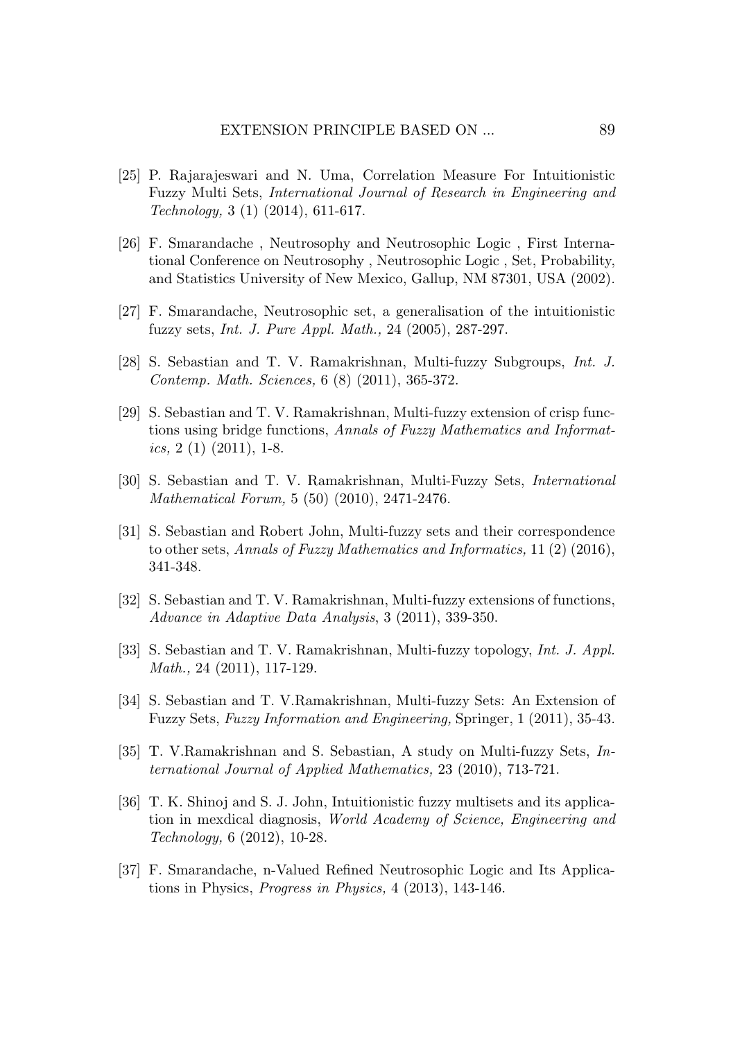[25] P. Rajarajeswari and N. Uma, Correlation Measure For Intuitionistic Fuzzy Multi Sets, *International Journal of Research in Engineering and Technology,* 3 (1) (2014), 611-617.

[26] F. Smarandache , Neutrosophy and Neutrosophic Logic , First International Conference on Neutrosophy , Neutrosophic Logic , Set, Probability, and Statistics University of New Mexico, Gallup, NM 87301, USA (2002).

[27] F. Smarandache, Neutrosophic set, a generalisation of the intuitionistic fuzzy sets, *Int. J. Pure Appl. Math.,* 24 (2005), 287-297.

[28] S. Sebastian and T. V. Ramakrishnan, Multi-fuzzy Subgroups, *Int. J. Contemp. Math. Sciences,* 6 (8) (2011), 365-372.

[29] S. Sebastian and T. V. Ramakrishnan, Multi-fuzzy extension of crisp functions using bridge functions, *Annals of Fuzzy Mathematics and Informatics,* 2 (1) (2011), 1-8.

[30] S. Sebastian and T. V. Ramakrishnan, Multi-Fuzzy Sets, *International Mathematical Forum,* 5 (50) (2010), 2471-2476.

[31] S. Sebastian and Robert John, Multi-fuzzy sets and their correspondence to other sets, *Annals of Fuzzy Mathematics and Informatics,* 11 (2) (2016), 341-348.

[32] S. Sebastian and T. V. Ramakrishnan, Multi-fuzzy extensions of functions, *Advance in Adaptive Data Analysis*, 3 (2011), 339-350.

[33] S. Sebastian and T. V. Ramakrishnan, Multi-fuzzy topology, *Int. J. Appl. Math.,* 24 (2011), 117-129.

[34] S. Sebastian and T. V.Ramakrishnan, Multi-fuzzy Sets: An Extension of Fuzzy Sets, *Fuzzy Information and Engineering,* Springer, 1 (2011), 35-43.

[35] T. V.Ramakrishnan and S. Sebastian, A study on Multi-fuzzy Sets, *International Journal of Applied Mathematics,* 23 (2010), 713-721.

[36] T. K. Shinoj and S. J. John, Intuitionistic fuzzy multisets and its application in mexdical diagnosis, *World Academy of Science, Engineering and Technology,* 6 (2012), 10-28.

[37] F. Smarandache, n-Valued Refined Neutrosophic Logic and Its Applications in Physics, *Progress in Physics,* 4 (2013), 143-146.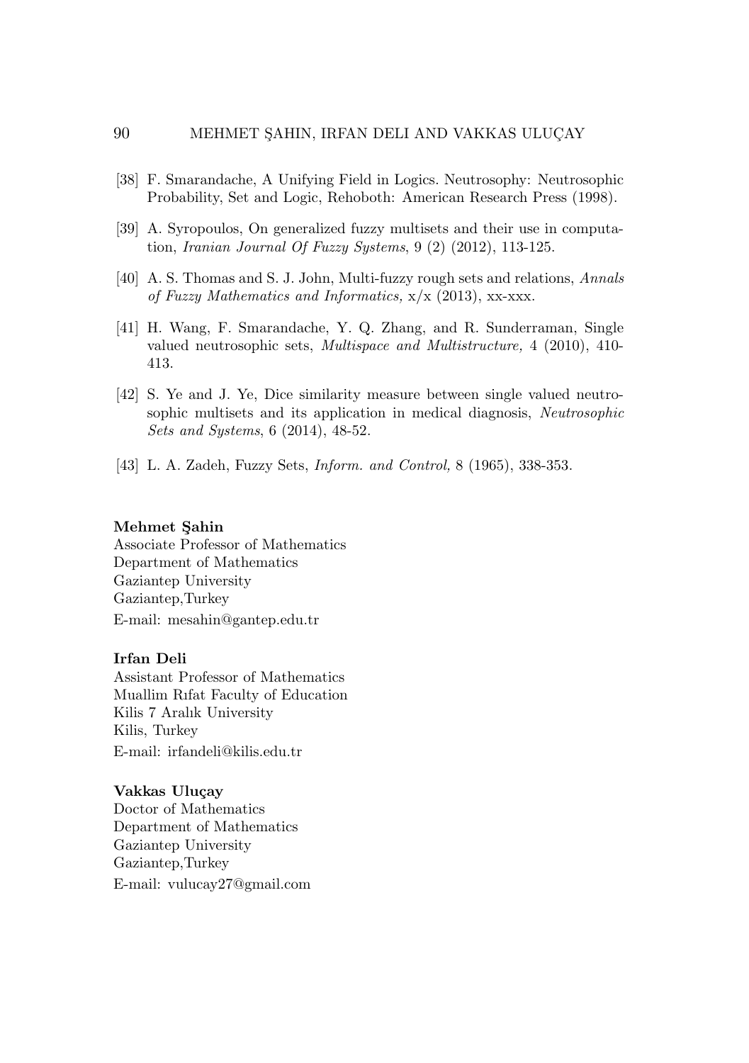[38] F. Smarandache, A Unifying Field in Logics. Neutrosophy: Neutrosophic Probability, Set and Logic, Rehoboth: American Research Press (1998).

[39] A. Syropoulos, On generalized fuzzy multisets and their use in computation, *Iranian Journal Of Fuzzy Systems*, 9 (2) (2012), 113-125.

[40] A. S. Thomas and S. J. John, Multi-fuzzy rough sets and relations, *Annals of Fuzzy Mathematics and Informatics,* x/x (2013), xx-xxx.

[41] H. Wang, F. Smarandache, Y. Q. Zhang, and R. Sunderraman, Single valued neutrosophic sets, *Multispace and Multistructure,* 4 (2010), 410-413.

[42] S. Ye and J. Ye, Dice similarity measure between single valued neutrosophic multisets and its application in medical diagnosis, *Neutrosophic Sets and Systems*, 6 (2014), 48-52.

[43] L. A. Zadeh, Fuzzy Sets, *Inform. and Control,* 8 (1965), 338-353.

**Mehmet Şahin**
Associate Professor of Mathematics
Department of Mathematics
Gaziantep University
Gaziantep,Turkey
E-mail: mesahin@gantep.edu.tr

**Irfan Deli**
Assistant Professor of Mathematics
Muallim Rıfat Faculty of Education
Kilis 7 Aralık University
Kilis, Turkey
E-mail: irfandeli@kilis.edu.tr

**Vakkas Uluçay**
Doctor of Mathematics
Department of Mathematics
Gaziantep University
Gaziantep,Turkey
E-mail: vulucay27@gmail.com